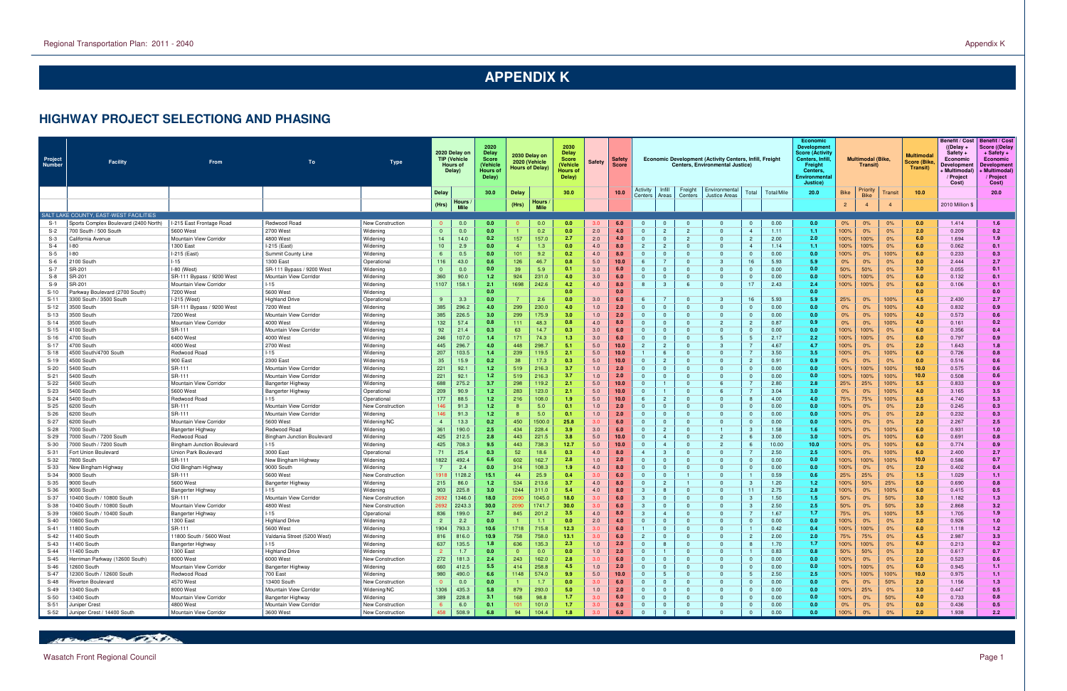# APPENDIX K

## HIGHWAY PROJECT SELECTIONG AND PHASING

| Project Number | Facility | From | To | Type | 2020 Delay on TIP (Vehicle Hours of Delay) | | 2020 Delay Score (Vehicle Hours of Delay) | 2030 Delay on 2020 (Vehicle Hours of Delay) | | 2030 Delay Score (Vehicle Hours of Delay) | Safety | Safety Score | Economic Development (Activity Centers, Infill, Freight Centers, Environmental Justice) | | | | | | Economic Development Score (Activity Centers, Infill, Freight Centers, Environmental Justice) | Multimodal (Bike, Transit) | | | Multimodal Score (Bike, Transit) | Benefit / Cost ((Delay + Safety + Economic Development + Multimodal) / Project Cost) | Benefit / Cost Score ((Delay + Safety + Economic Development + Multimodal) / Project Cost) |
|---|---|---|---|---|---|---|---|---|---|---|---|---|---|---|---|---|---|---|---|---|---|---|---|---|---|
| | | | | | Delay | | 30.0 | Delay | | 30.0 | | 10.0 | Activity Centers | Infill Areas | Freight Centers | Environmental Justice Areas | Total | Total/Mile | 20.0 | Bike | Priority Bike | Transit | 10.0 | | 20.0 |
| | | | | | (Hrs) | Hours / Mile | | (Hrs) | Hours / Mile | | | | | | | | | | | 2 | 4 | 4 | | 2010 Million $ | |
| SALT LAKE COUNTY, EAST-WEST FACILITIES | | | | | | | | | | | | | | | | | | | | | | | | | |
| S-1 | Sports Complex Boulevard (2400 North) | I-215 East Frontage Road | Redwood Road | New Construction | 0 | 0.0 | 0.0 | 0 | 0.0 | 0.0 | 3.0 | 6.0 | 0 | 0 | 0 | 0 | 0 | 0.00 | 0.0 | 0% | 0% | 0% | 0.0 | 1.414 | 1.6 |
| S-2 | 700 South / 500 South | 5600 West | 2700 West | Widening | 0 | 0.0 | 0.0 | 1 | 0.2 | 0.0 | 2.0 | 4.0 | 0 | 2 | 2 | 0 | 4 | 1.11 | 1.1 | 100% | 0% | 0% | 2.0 | 0.209 | 0.2 |
| S-3 | California Avenue | Mountain View Corridor | 4800 West | Widening | 14 | 14.0 | 0.2 | 157 | 157.0 | 2.7 | 2.0 | 4.0 | 0 | 0 | 2 | 0 | 2 | 2.00 | 2.0 | 100% | 100% | 0% | 6.0 | 1.694 | 1.9 |
| S-4 | I-80 | 1300 East | I-215 (East) | Widening | 10 | 2.9 | 0.0 | 4 | 1.3 | 0.0 | 4.0 | 8.0 | 2 | 2 | 0 | 0 | 4 | 1.14 | 1.1 | 100% | 100% | 0% | 6.0 | 0.062 | 0.1 |
| S-5 | I-80 | I-215 (East) | Summit County Line | Widening | 6 | 0.5 | 0.0 | 101 | 9.2 | 0.2 | 4.0 | 8.0 | 0 | 0 | 0 | 0 | 0 | 0.00 | 0.0 | 100% | 0% | 100% | 6.0 | 0.233 | 0.3 |
| S-6 | 2100 South | I-15 | 1300 East | Operational | 116 | 43.0 | 0.6 | 126 | 46.7 | 0.8 | 5.0 | 10.0 | 6 | 7 | 0 | 3 | 16 | 5.93 | 5.9 | 0% | 0% | 0% | 0.0 | 2.444 | 2.7 |
| S-7 | SR-201 | I-80 (West) | SR-111 Bypass / 9200 West | Widening | 0 | 0.0 | 0.0 | 39 | 5.9 | 0.1 | 3.0 | 6.0 | 0 | 0 | 0 | 0 | 0 | 0.00 | 0.0 | 50% | 50% | 0% | 3.0 | 0.055 | 0.1 |
| S-8 | SR-201 | SR-111 Bypass / 9200 West | Mountain View Corridor | Widening | 360 | 90.0 | 1.2 | 924 | 231.0 | 4.0 | 3.0 | 6.0 | 0 | 0 | 0 | 0 | 0 | 0.00 | 0.0 | 100% | 100% | 0% | 6.0 | 0.132 | 0.1 |
| S-9 | SR-201 | Mountain View Corridor | I-15 | Widening | 1107 | 158.1 | 2.1 | 1698 | 242.6 | 4.2 | 4.0 | 8.0 | 8 | 3 | 6 | 0 | 17 | 2.43 | 2.4 | 100% | 100% | 0% | 6.0 | 0.106 | 0.1 |
| S-10 | Parkway Boulevard (2700 South) | 7200 West | 5600 West | Widening | | | 0.0 | | | 0.0 | | 0.0 | | | | | | | 0.0 | | | | 0.0 | | 0.0 |
| S-11 | 3300 South / 3500 South | I-215 (West) | Highland Drive | Operational | 9 | 3.3 | 0.0 | 7 | 2.6 | 0.0 | 3.0 | 6.0 | 6 | 7 | 0 | 3 | 16 | 5.93 | 5.9 | 25% | 0% | 100% | 4.5 | 2.430 | 2.7 |
| S-12 | 3500 South | SR-111 Bypass / 9200 West | 7200 West | Widening | 385 | 296.2 | 4.0 | 299 | 230.0 | 4.0 | 1.0 | 2.0 | 0 | 0 | 0 | 0 | 0 | 0.00 | 0.0 | 0% | 0% | 100% | 4.0 | 0.832 | 0.9 |
| S-13 | 3500 South | 7200 West | Mountain View Corridor | Widening | 385 | 226.5 | 3.0 | 299 | 175.9 | 3.0 | 1.0 | 2.0 | 0 | 0 | 0 | 0 | 0 | 0.00 | 0.0 | 0% | 0% | 100% | 4.0 | 0.573 | 0.6 |
| S-14 | 3500 South | Mountain View Corridor | 4000 West | Widening | 132 | 57.4 | 0.8 | 111 | 48.3 | 0.8 | 4.0 | 8.0 | 0 | 0 | 0 | 2 | 2 | 0.87 | 0.9 | 0% | 0% | 100% | 4.0 | 0.161 | 0.2 |
| S-15 | 4100 South | SR-111 | Mountain View Corridor | Widening | 92 | 21.4 | 0.3 | 63 | 14.7 | 0.3 | 3.0 | 6.0 | 0 | 0 | 0 | 0 | 0 | 0.00 | 0.0 | 100% | 100% | 0% | 6.0 | 0.356 | 0.4 |
| S-16 | 4700 South | 6400 West | 4000 West | Widening | 246 | 107.0 | 1.4 | 171 | 74.3 | 1.3 | 3.0 | 6.0 | 0 | 0 | 0 | 5 | 5 | 2.17 | 2.2 | 100% | 100% | 0% | 6.0 | 0.797 | 0.9 |
| S-17 | 4700 South | 4000 West | 2700 West | Widening | 445 | 296.7 | 4.0 | 448 | 298.7 | 5.1 | 5.0 | 10.0 | 2 | 2 | 0 | 3 | 7 | 4.67 | 4.7 | 100% | 0% | 0% | 2.0 | 1.643 | 1.8 |
| S-18 | 4500 South/4700 South | Redwood Road | I-15 | Widening | 207 | 103.5 | 1.4 | 239 | 119.5 | 2.1 | 5.0 | 10.0 | 1 | 6 | 0 | 0 | 7 | 3.50 | 3.5 | 100% | 0% | 100% | 6.0 | 0.726 | 0.8 |
| S-19 | 4500 South | 900 East | 2300 East | Widening | 35 | 15.9 | 0.2 | 38 | 17.3 | 0.3 | 5.0 | 10.0 | 0 | 2 | 0 | 0 | 2 | 0.91 | 0.9 | 0% | 0% | 0% | 0.0 | 0.516 | 0.6 |
| S-20 | 5400 South | SR-111 | Mountain View Corridor | Widening | 221 | 92.1 | 1.2 | 519 | 216.3 | 3.7 | 1.0 | 2.0 | 0 | 0 | 0 | 0 | 0 | 0.00 | 0.0 | 100% | 100% | 100% | 10.0 | 0.575 | 0.6 |
| S-21 | 5400 South | SR-111 | Mountain View Corridor | Widening | 221 | 92.1 | 1.2 | 519 | 216.3 | 3.7 | 1.0 | 2.0 | 0 | 0 | 0 | 0 | 0 | 0.00 | 0.0 | 100% | 100% | 100% | 10.0 | 0.508 | 0.6 |
| S-22 | 5400 South | Mountain View Corridor | Bangerter Highway | Widening | 688 | 275.2 | 3.7 | 298 | 119.2 | 2.1 | 5.0 | 10.0 | 0 | 1 | 0 | 6 | 7 | 2.80 | 2.8 | 25% | 25% | 100% | 5.5 | 0.833 | 0.9 |
| S-23 | 5400 South | 5600 West | Bangerter Highway | Operational | 209 | 90.9 | 1.2 | 283 | 123.0 | 2.1 | 5.0 | 10.0 | 0 | 1 | 0 | 6 | 7 | 3.04 | 3.0 | 0% | 0% | 100% | 4.0 | 3.165 | 3.5 |
| S-24 | 5400 South | Redwood Road | I-15 | Operational | 177 | 88.5 | 1.2 | 216 | 108.0 | 1.9 | 5.0 | 10.0 | 6 | 2 | 0 | 0 | 8 | 4.00 | 4.0 | 75% | 75% | 100% | 8.5 | 4.740 | 5.3 |
| S-25 | 6200 South | SR-111 | Mountain View Corridor | New Construction | 146 | 91.3 | 1.2 | 8 | 5.0 | 0.1 | 1.0 | 2.0 | 0 | 0 | 0 | 0 | 0 | 0.00 | 0.0 | 100% | 0% | 0% | 2.0 | 0.245 | 0.3 |
| S-26 | 6200 South | SR-111 | Mountain View Corridor | Widening | 146 | 91.3 | 1.2 | 8 | 5.0 | 0.1 | 1.0 | 2.0 | 0 | 0 | 0 | 0 | 0 | 0.00 | 0.0 | 100% | 0% | 0% | 2.0 | 0.232 | 0.3 |
| S-27 | 6200 South | Mountain View Corridor | 5600 West | Widening/NC | 4 | 13.3 | 0.2 | 450 | 1500.0 | 25.8 | 3.0 | 6.0 | 0 | 0 | 0 | 0 | 0 | 0.00 | 0.0 | 100% | 0% | 0% | 2.0 | 2.267 | 2.5 |
| S-28 | 7000 South | Bangerter Highway | Redwood Road | Widening | 361 | 190.0 | 2.5 | 434 | 228.4 | 3.9 | 3.0 | 6.0 | 0 | 2 | 0 | 1 | 3 | 1.58 | 1.6 | 100% | 0% | 100% | 6.0 | 0.931 | 1.0 |
| S-29 | 7000 South / 7200 South | Redwood Road | Bingham Junction Boulevard | Widening | 425 | 212.5 | 2.8 | 443 | 221.5 | 3.8 | 5.0 | 10.0 | 0 | 4 | 0 | 2 | 6 | 3.00 | 3.0 | 100% | 0% | 100% | 6.0 | 0.691 | 0.8 |
| S-30 | 7000 South / 7200 South | Bingham Junction Boulevard | I-15 | Widening | 425 | 708.3 | 9.5 | 443 | 738.3 | 12.7 | 5.0 | 10.0 | 0 | 4 | 0 | 2 | 6 | 10.00 | 10.0 | 100% | 0% | 100% | 6.0 | 0.774 | 0.9 |
| S-31 | Fort Union Boulevard | Union Park Boulevard | 3000 East | Operational | 71 | 25.4 | 0.3 | 52 | 18.6 | 0.3 | 4.0 | 8.0 | 4 | 3 | 0 | 0 | 7 | 2.50 | 2.5 | 100% | 0% | 100% | 6.0 | 2.400 | 2.7 |
| S-32 | 7800 South | SR-111 | New Bingham Highway | Widening | 1822 | 492.4 | 6.6 | 602 | 162.7 | 2.8 | 1.0 | 2.0 | 0 | 0 | 0 | 0 | 0 | 0.00 | 0.0 | 100% | 100% | 100% | 10.0 | 0.586 | 0.7 |
| S-33 | New Bingham Highway | Old Bingham Highway | 9000 South | Widening | 7 | 2.4 | 0.0 | 314 | 108.3 | 1.9 | 4.0 | 8.0 | 0 | 0 | 0 | 0 | 0 | 0.00 | 0.0 | 100% | 0% | 0% | 2.0 | 0.402 | 0.4 |
| S-34 | 9000 South | SR-111 | 5600 West | New Construction | 1918 | 1128.2 | 15.1 | 44 | 25.9 | 0.4 | 3.0 | 6.0 | 0 | 0 | 1 | 0 | 1 | 0.59 | 0.6 | 25% | 25% | 0% | 1.5 | 1.029 | 1.1 |
| S-35 | 9000 South | 5600 West | Bangerter Highway | Widening | 215 | 86.0 | 1.2 | 534 | 213.6 | 3.7 | 4.0 | 8.0 | 0 | 2 | 1 | 0 | 3 | 1.20 | 1.2 | 100% | 50% | 25% | 5.0 | 0.690 | 0.8 |
| S-36 | 9000 South | Bangerter Highway | I-15 | Widening | 903 | 225.8 | 3.0 | 1244 | 311.0 | 5.4 | 4.0 | 8.0 | 3 | 8 | 0 | 0 | 11 | 2.75 | 2.8 | 100% | 0% | 100% | 6.0 | 0.415 | 0.5 |
| S-37 | 10400 South / 10800 South | SR-111 | Mountain View Corridor | New Construction | 2692 | 1346.0 | 18.0 | 2090 | 1045.0 | 18.0 | 3.0 | 6.0 | 3 | 0 | 0 | 0 | 3 | 1.50 | 1.5 | 50% | 0% | 50% | 3.0 | 1.182 | 1.3 |
| S-38 | 10400 South / 10800 South | Mountain View Corridor | 4800 West | New Construction | 2692 | 2243.3 | 30.0 | 2090 | 1741.7 | 30.0 | 3.0 | 6.0 | 3 | 0 | 0 | 0 | 3 | 2.50 | 2.5 | 50% | 0% | 50% | 3.0 | 2.868 | 3.2 |
| S-39 | 10600 South / 10400 South | Bangerter Highway | I-15 | Operational | 836 | 199.0 | 2.7 | 845 | 201.2 | 3.5 | 4.0 | 8.0 | 3 | 4 | 0 | 0 | 7 | 1.67 | 1.7 | 75% | 0% | 100% | 5.5 | 1.705 | 1.9 |
| S-40 | 10600 South | 1300 East | Highland Drive | Widening | 2 | 2.2 | 0.0 | 1 | 1.1 | 0.0 | 2.0 | 4.0 | 0 | 0 | 0 | 0 | 0 | 0.00 | 0.0 | 100% | 0% | 0% | 2.0 | 0.926 | 1.0 |
| S-41 | 11800 South | SR-111 | 5600 West | Widening | 1904 | 793.3 | 10.6 | 1718 | 715.8 | 12.3 | 3.0 | 6.0 | 1 | 0 | 0 | 0 | 1 | 0.42 | 0.4 | 100% | 100% | 0% | 6.0 | 1.118 | 1.2 |
| S-42 | 11400 South | 11800 South / 5600 West | Valdania Street (5200 West) | Widening | 816 | 816.0 | 10.9 | 758 | 758.0 | 13.1 | 3.0 | 6.0 | 2 | 0 | 0 | 0 | 2 | 2.00 | 2.0 | 75% | 75% | 0% | 4.5 | 2.987 | 3.3 |
| S-43 | 11400 South | Bangerter Highway | I-15 | Widening | 637 | 135.5 | 1.8 | 636 | 135.3 | 2.3 | 1.0 | 2.0 | 0 | 8 | 0 | 0 | 8 | 1.70 | 1.7 | 100% | 100% | 0% | 6.0 | 0.213 | 0.2 |
| S-44 | 11400 South | 1300 East | Highland Drive | Widening | 2 | 1.7 | 0.0 | 0 | 0.0 | 0.0 | 1.0 | 2.0 | 0 | 1 | 0 | 0 | 1 | 0.83 | 0.8 | 50% | 50% | 0% | 3.0 | 0.617 | 0.7 |
| S-45 | Herriman Parkway (12600 South) | 8000 West | 6000 West | New Construction | 272 | 181.3 | 2.4 | 243 | 162.0 | 2.8 | 3.0 | 6.0 | 0 | 0 | 0 | 0 | 0 | 0.00 | 0.0 | 100% | 0% | 0% | 2.0 | 0.523 | 0.6 |
| S-46 | 12600 South | Mountain View Corridor | Bangerter Highway | Widening | 660 | 412.5 | 5.5 | 414 | 258.8 | 4.5 | 1.0 | 2.0 | 0 | 0 | 0 | 0 | 0 | 0.00 | 0.0 | 100% | 100% | 0% | 6.0 | 0.945 | 1.1 |
| S-47 | 12300 South / 12600 South | Redwood Road | 700 East | Widening | 980 | 490.0 | 6.6 | 1148 | 574.0 | 9.9 | 5.0 | 10.0 | 0 | 5 | 0 | 0 | 5 | 2.50 | 2.5 | 100% | 100% | 100% | 10.0 | 0.975 | 1.1 |
| S-48 | Riverton Boulevard | 4570 West | 13400 South | New Construction | 0 | 0.0 | 0.0 | 1 | 1.7 | 0.0 | 3.0 | 6.0 | 0 | 0 | 0 | 0 | 0 | 0.00 | 0.0 | 0% | 0% | 50% | 2.0 | 1.156 | 1.3 |
| S-49 | 13400 South | 8000 West | Mountain View Corridor | Widening/NC | 1306 | 435.3 | 5.8 | 879 | 293.0 | 5.0 | 1.0 | 2.0 | 0 | 0 | 0 | 0 | 0 | 0.00 | 0.0 | 100% | 25% | 0% | 3.0 | 0.447 | 0.5 |
| S-50 | 13400 South | Mountain View Corridor | Bangerter Highway | Widening | 389 | 228.8 | 3.1 | 168 | 98.8 | 1.7 | 3.0 | 6.0 | 0 | 0 | 0 | 0 | 0 | 0.00 | 0.0 | 100% | 0% | 50% | 4.0 | 0.733 | 0.8 |
| S-51 | Juniper Crest | 4800 West | Mountain View Corridor | New Construction | 6 | 6.0 | 0.1 | 101 | 101.0 | 1.7 | 3.0 | 6.0 | 0 | 0 | 0 | 0 | 0 | 0.00 | 0.0 | 0% | 0% | 0% | 0.0 | 0.436 | 0.5 |
| S-52 | Juniper Crest / 14400 South | Mountain View Corridor | 3600 West | New Construction | 458 | 508.9 | 6.8 | 94 | 104.4 | 1.8 | 3.0 | 6.0 | 0 | 0 | 0 | 0 | 0 | 0.00 | 0.0 | 100% | 0% | 0% | 2.0 | 1.938 | 2.2 |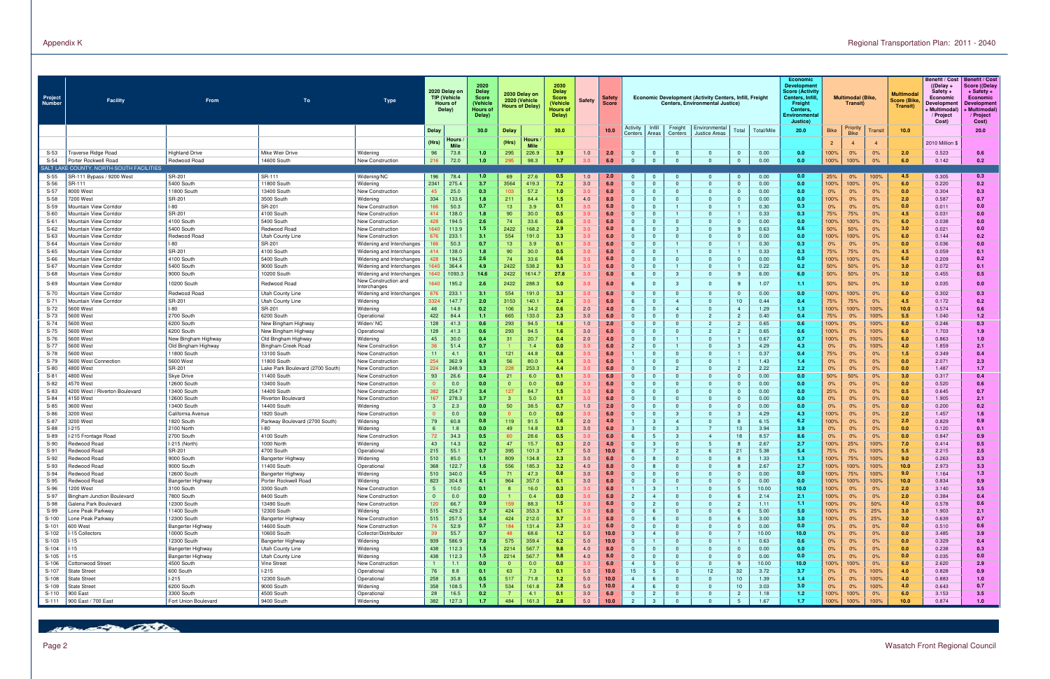| Project Number | Facility | From | To | Type | 2020 Delay on TIP (Vehicle Hours of Delay) | | 2020 Delay Score (Vehicle Hours of Delay) | 2030 Delay on 2020 (Vehicle Hours of Delay) | | 2030 Delay Score (Vehicle Hours of Delay) | Safety | Safety Score | Economic Development (Activity Centers, Infill, Freight Centers, Environmental Justice) | | | | | | Economic Development Score (Activity Centers, Infill, Freight Centers, Environmental Justice) | Multimodal (Bike, Transit) | | | Multimodal Score (Bike, Transit) | Benefit / Cost ((Delay + Safety + Economic Development + Multimodal) / Project Cost) | Benefit / Cost Score ((Delay + Safety + Economic Development + Multimodal) / Project Cost) |
|---|---|---|---|---|---|---|---|---|---|---|---|---|---|---|---|---|---|---|---|---|---|---|---|---|---|
| | | | | | Delay | | 30.0 | Delay | | 30.0 | | 10.0 | Activity Centers | Infill Areas | Freight Centers | Environmental Justice Areas | Total | Total/Mile | 20.0 | Bike | Priority Bike | Transit | 10.0 | | 20.0 |
| | | | | | (Hrs) | Hours / Mile | | (Hrs) | Hours / Mile | | | | | | | | | | | 2 | 4 | 4 | | 2010 Million $ | |
| S-53 | Traverse Ridge Road | Highland Drive | Mike Weir Drive | Widening | 96 | 73.8 | 1.0 | 295 | 226.9 | 3.9 | 1.0 | 2.0 | 0 | 0 | 0 | 0 | 0 | 0.00 | 0.0 | 100% | 0% | 0% | 2.0 | 0.523 | 0.6 |
| S-54 | Porter Rockwell Road | Redwood Road | 14600 South | New Construction | 216 | 72.0 | 1.0 | 295 | 98.3 | 1.7 | 3.0 | 6.0 | 0 | 0 | 0 | 0 | 0 | 0.00 | 0.0 | 100% | 100% | 0% | 6.0 | 0.142 | 0.2 |
| SALT LAKE COUNTY, NORTH-SOUTH FACILITIES | | | | | | | | | | | | | | | | | | | | | | | | | |
| S-55 | SR-111 Bypass / 9200 West | SR-201 | SR-111 | Widening/NC | 196 | 78.4 | 1.0 | 69 | 27.6 | 0.5 | 1.0 | 2.0 | 0 | 0 | 0 | 0 | 0 | 0.00 | 0.0 | 25% | 0% | 100% | 4.5 | 0.305 | 0.3 |
| S-56 | SR-111 | 5400 South | 11800 South | Widening | 2341 | 275.4 | 3.7 | 3564 | 419.3 | 7.2 | 3.0 | 6.0 | 0 | 0 | 0 | 0 | 0 | 0.00 | 0.0 | 100% | 100% | 0% | 6.0 | 0.220 | 0.2 |
| S-57 | 8000 West | 11800 South | 13400 South | New Construction | 45 | 25.0 | 0.3 | 103 | 57.2 | 1.0 | 3.0 | 6.0 | 0 | 0 | 0 | 0 | 0 | 0.00 | 0.0 | 0% | 0% | 0% | 0.0 | 0.304 | 0.3 |
| S-58 | 7200 West | SR-201 | 3500 South | Widening | 334 | 133.6 | 1.8 | 211 | 84.4 | 1.5 | 4.0 | 8.0 | 0 | 0 | 0 | 0 | 0 | 0.00 | 0.0 | 100% | 0% | 0% | 2.0 | 0.587 | 0.7 |
| S-59 | Mountain View Corridor | I-80 | SR-201 | New Construction | 166 | 50.3 | 0.7 | 13 | 3.9 | 0.1 | 3.0 | 6.0 | 0 | 0 | 1 | 0 | 1 | 0.30 | 0.3 | 0% | 0% | 0% | 0.0 | 0.011 | 0.0 |
| S-60 | Mountain View Corridor | SR-201 | 4100 South | New Construction | 414 | 138.0 | 1.8 | 90 | 30.0 | 0.5 | 3.0 | 6.0 | 0 | 0 | 1 | 0 | 1 | 0.33 | 0.3 | 75% | 75% | 0% | 4.5 | 0.031 | 0.0 |
| S-61 | Mountain View Corridor | 4100 South | 5400 South | New Construction | 428 | 194.5 | 2.6 | 74 | 33.6 | 0.6 | 3.0 | 6.0 | 0 | 0 | 0 | 0 | 0 | 0.00 | 0.0 | 100% | 100% | 0% | 6.0 | 0.038 | 0.0 |
| S-62 | Mountain View Corridor | 5400 South | Redwood Road | New Construction | 1640 | 113.9 | 1.5 | 2422 | 168.2 | 2.9 | 3.0 | 6.0 | 6 | 0 | 3 | 0 | 9 | 0.63 | 0.6 | 50% | 50% | 0% | 3.0 | 0.021 | 0.0 |
| S-63 | Mountain View Corridor | Redwood Road | Utah County Line | New Construction | 676 | 233.1 | 3.1 | 554 | 191.0 | 3.3 | 3.0 | 6.0 | 0 | 0 | 0 | 0 | 0 | 0.00 | 0.0 | 100% | 100% | 0% | 6.0 | 0.144 | 0.2 |
| S-64 | Mountain View Corridor | I-80 | SR-201 | Widening and Interchanges | 166 | 50.3 | 0.7 | 13 | 3.9 | 0.1 | 3.0 | 6.0 | 0 | 0 | 1 | 0 | 1 | 0.30 | 0.3 | 0% | 0% | 0% | 0.0 | 0.036 | 0.0 |
| S-65 | Mountain View Corridor | SR-201 | 4100 South | Widening and Interchanges | 414 | 138.0 | 1.8 | 90 | 30.0 | 0.5 | 3.0 | 6.0 | 0 | 0 | 1 | 0 | 1 | 0.33 | 0.3 | 75% | 75% | 0% | 4.5 | 0.059 | 0.1 |
| S-66 | Mountain View Corridor | 4100 South | 5400 South | Widening and Interchanges | 428 | 194.5 | 2.6 | 74 | 33.6 | 0.6 | 3.0 | 6.0 | 0 | 0 | 0 | 0 | 0 | 0.00 | 0.0 | 100% | 100% | 0% | 6.0 | 0.209 | 0.2 |
| S-67 | Mountain View Corridor | 5400 South | 9000 South | Widening and Interchanges | 1640 | 364.4 | 4.9 | 2422 | 538.2 | 9.3 | 3.0 | 6.0 | 0 | 0 | 1 | 0 | 1 | 0.22 | 0.2 | 50% | 50% | 0% | 3.0 | 0.072 | 0.1 |
| S-68 | Mountain View Corridor | 9000 South | 10200 South | Widening and Interchanges | 1640 | 1093.3 | 14.6 | 2422 | 1614.7 | 27.8 | 3.0 | 6.0 | 6 | 0 | 3 | 0 | 9 | 6.00 | 6.0 | 50% | 50% | 0% | 3.0 | 0.455 | 0.5 |
| S-69 | Mountain View Corridor | 10200 South | Redwood Road | New Construction and Interchanges | 1640 | 195.2 | 2.6 | 2422 | 288.3 | 5.0 | 3.0 | 6.0 | 6 | 0 | 3 | 0 | 9 | 1.07 | 1.1 | 50% | 50% | 0% | 3.0 | 0.035 | 0.0 |
| S-70 | Mountain View Corridor | Redwood Road | Utah County Line | Widening and Interchanges | 676 | 233.1 | 3.1 | 554 | 191.0 | 3.3 | 3.0 | 6.0 | 0 | 0 | 0 | 0 | 0 | 0.00 | 0.0 | 100% | 100% | 0% | 6.0 | 0.302 | 0.3 |
| S-71 | Mountain View Corridor | SR-201 | Utah County Line | Widening | 3324 | 147.7 | 2.0 | 3153 | 140.1 | 2.4 | 3.0 | 6.0 | 6 | 0 | 4 | 0 | 10 | 0.44 | 0.4 | 75% | 75% | 0% | 4.5 | 0.172 | 0.2 |
| S-72 | 5600 West | I-80 | SR-201 | Widening | 46 | 14.8 | 0.2 | 106 | 34.2 | 0.6 | 2.0 | 4.0 | 0 | 0 | 4 | 0 | 4 | 1.29 | 1.3 | 100% | 100% | 100% | 10.0 | 0.574 | 0.6 |
| S-73 | 5600 West | 2700 South | 6200 South | Widening | 422 | 84.4 | 1.1 | 665 | 133.0 | 2.3 | 3.0 | 6.0 | 0 | 0 | 0 | 2 | 2 | 0.40 | 0.4 | 75% | 0% | 100% | 5.5 | 1.040 | 1.2 |
| S-74 | 5600 West | 6200 South | New Bingham Highway | Widen/ NC | 128 | 41.3 | 0.6 | 293 | 94.5 | 1.6 | 1.0 | 2.0 | 0 | 0 | 0 | 2 | 2 | 0.65 | 0.6 | 100% | 0% | 100% | 6.0 | 0.246 | 0.3 |
| S-75 | 5600 West | 6200 South | New Bingham Highway | Operational | 128 | 41.3 | 0.6 | 293 | 94.5 | 1.6 | 3.0 | 6.0 | 0 | 0 | 0 | 2 | 2 | 0.65 | 0.6 | 100% | 0% | 100% | 6.0 | 1.703 | 1.9 |
| S-76 | 5600 West | New Bingham Highway | Old Bingham Highway | Widening | 45 | 30.0 | 0.4 | 31 | 20.7 | 0.4 | 2.0 | 4.0 | 0 | 0 | 1 | 0 | 1 | 0.67 | 0.7 | 100% | 0% | 100% | 6.0 | 0.863 | 1.0 |
| S-77 | 5600 West | Old Bingham Highway | Bingham Creek Road | New Construction | 36 | 51.4 | 0.7 | 1 | 1.4 | 0.0 | 3.0 | 6.0 | 2 | 0 | 1 | 0 | 3 | 4.29 | 4.3 | 0% | 0% | 100% | 4.0 | 1.859 | 2.1 |
| S-78 | 5600 West | 11800 South | 13100 South | New Construction | 11 | 4.1 | 0.1 | 121 | 44.8 | 0.8 | 3.0 | 6.0 | 1 | 0 | 0 | 0 | 1 | 0.37 | 0.4 | 75% | 0% | 0% | 1.5 | 0.349 | 0.4 |
| S-79 | 5600 West Connection | 5600 West | 11800 South | New Construction | 254 | 362.9 | 4.9 | 56 | 80.0 | 1.4 | 3.0 | 6.0 | 1 | 0 | 0 | 0 | 1 | 1.43 | 1.4 | 0% | 0% | 0% | 0.0 | 2.071 | 2.3 |
| S-80 | 4800 West | SR-201 | Lake Park Boulevard (2700 South) | New Construction | 224 | 248.9 | 3.3 | 228 | 253.3 | 4.4 | 3.0 | 6.0 | 0 | 0 | 2 | 0 | 2 | 2.22 | 2.2 | 0% | 0% | 0% | 0.0 | 1.487 | 1.7 |
| S-81 | 4800 West | Skye Drive | 11400 South | New Construction | 93 | 26.6 | 0.4 | 21 | 6.0 | 0.1 | 3.0 | 6.0 | 0 | 0 | 0 | 0 | 0 | 0.00 | 0.0 | 50% | 50% | 0% | 3.0 | 0.317 | 0.4 |
| S-82 | 4570 West | 12600 South | 13400 South | New Construction | 0 | 0.0 | 0.0 | 0 | 0.0 | 0.0 | 3.0 | 6.0 | 0 | 0 | 0 | 0 | 0 | 0.00 | 0.0 | 0% | 0% | 0% | 0.0 | 0.520 | 0.6 |
| S-83 | 4200 West / Riverton Boulevard | 13400 South | 14400 South | New Construction | 382 | 254.7 | 3.4 | 127 | 84.7 | 1.5 | 3.0 | 6.0 | 0 | 0 | 0 | 0 | 0 | 0.00 | 0.0 | 25% | 0% | 0% | 0.5 | 0.645 | 0.7 |
| S-84 | 4150 West | 12600 South | Riverton Boulevard | New Construction | 167 | 278.3 | 3.7 | 3 | 5.0 | 0.1 | 3.0 | 6.0 | 0 | 0 | 0 | 0 | 0 | 0.00 | 0.0 | 0% | 0% | 0% | 0.0 | 1.905 | 2.1 |
| S-85 | 3600 West | 13400 South | 14400 South | Widening | 3 | 2.3 | 0.0 | 50 | 38.5 | 0.7 | 1.0 | 2.0 | 0 | 0 | 0 | 0 | 0 | 0.00 | 0.0 | 0% | 0% | 0% | 0.0 | 0.200 | 0.2 |
| S-86 | 3200 West | California Avenue | 1820 South | New Construction | 0 | 0.0 | 0.0 | 0 | 0.0 | 0.0 | 3.0 | 6.0 | 0 | 0 | 3 | 0 | 3 | 4.29 | 4.3 | 100% | 0% | 0% | 2.0 | 1.457 | 1.6 |
| S-87 | 3200 West | 1820 South | Parkway Boulevard (2700 South) | Widening | 79 | 60.8 | 0.8 | 119 | 91.5 | 1.6 | 2.0 | 4.0 | 1 | 3 | 4 | 0 | 8 | 6.15 | 6.2 | 100% | 0% | 0% | 2.0 | 0.829 | 0.9 |
| S-88 | I-215 | 2100 North | I-80 | Widening | 6 | 1.8 | 0.0 | 49 | 14.8 | 0.3 | 3.0 | 6.0 | 3 | 0 | 3 | 7 | 13 | 3.94 | 3.9 | 0% | 0% | 0% | 0.0 | 0.120 | 0.1 |
| S-89 | I-215 Frontage Road | 2700 South | 4100 South | New Construction | 72 | 34.3 | 0.5 | 60 | 28.6 | 0.5 | 3.0 | 6.0 | 6 | 5 | 3 | 4 | 18 | 8.57 | 8.6 | 0% | 0% | 0% | 0.0 | 0.847 | 0.9 |
| S-90 | Redwood Road | I-215 (North) | 1000 North | Widening | 43 | 14.3 | 0.2 | 47 | 15.7 | 0.3 | 2.0 | 4.0 | 0 | 3 | 0 | 5 | 8 | 2.67 | 2.7 | 100% | 25% | 100% | 7.0 | 0.414 | 0.5 |
| S-91 | Redwood Road | SR-201 | 4700 South | Operational | 215 | 55.1 | 0.7 | 395 | 101.3 | 1.7 | 5.0 | 10.0 | 6 | 7 | 2 | 6 | 21 | 5.38 | 5.4 | 75% | 0% | 100% | 5.5 | 2.215 | 2.5 |
| S-92 | Redwood Road | 9000 South | Bangerter Highway | Widening | 510 | 85.0 | 1.1 | 809 | 134.8 | 2.3 | 3.0 | 6.0 | 0 | 8 | 0 | 0 | 8 | 1.33 | 1.3 | 100% | 75% | 100% | 9.0 | 0.263 | 0.3 |
| S-93 | Redwood Road | 9000 South | 11400 South | Operational | 368 | 122.7 | 1.6 | 556 | 185.3 | 3.2 | 4.0 | 8.0 | 0 | 8 | 0 | 0 | 8 | 2.67 | 2.7 | 100% | 100% | 100% | 10.0 | 2.973 | 3.3 |
| S-94 | Redwood Road | 12600 South | Bangerter Highway | Widening | 510 | 340.0 | 4.5 | 71 | 47.3 | 0.8 | 3.0 | 6.0 | 0 | 0 | 0 | 0 | 0 | 0.00 | 0.0 | 100% | 75% | 100% | 9.0 | 1.164 | 1.3 |
| S-95 | Redwood Road | Bangerter Highway | Porter Rockwell Road | Widening | 823 | 304.8 | 4.1 | 964 | 357.0 | 6.1 | 3.0 | 6.0 | 0 | 0 | 0 | 0 | 0 | 0.00 | 0.0 | 100% | 100% | 100% | 10.0 | 0.834 | 0.9 |
| S-96 | 1200 West | 3100 South | 3300 South | New Construction | 5 | 10.0 | 0.1 | 8 | 16.0 | 0.3 | 3.0 | 6.0 | 1 | 3 | 1 | 0 | 5 | 10.00 | 10.0 | 100% | 0% | 0% | 2.0 | 3.140 | 3.5 |
| S-97 | Bingham Junction Boulevard | 7800 South | 8400 South | New Construction | 0 | 0.0 | 0.0 | 1 | 0.4 | 0.0 | 3.0 | 6.0 | 2 | 4 | 0 | 0 | 6 | 2.14 | 2.1 | 100% | 0% | 0% | 2.0 | 0.384 | 0.4 |
| S-98 | Galena Park Boulevard | 12300 South | 13490 South | New Construction | 120 | 66.7 | 0.9 | 159 | 88.3 | 1.5 | 3.0 | 6.0 | 0 | 2 | 0 | 0 | 2 | 1.11 | 1.1 | 100% | 0% | 50% | 4.0 | 0.578 | 0.6 |
| S-99 | Lone Peak Parkway | 11400 South | 12300 South | Widening | 515 | 429.2 | 5.7 | 424 | 353.3 | 6.1 | 3.0 | 6.0 | 0 | 6 | 0 | 0 | 6 | 5.00 | 5.0 | 100% | 0% | 25% | 3.0 | 1.903 | 2.1 |
| S-100 | Lone Peak Parkway | 12300 South | Bangerter Highway | New Construction | 515 | 257.5 | 3.4 | 424 | 212.0 | 3.7 | 3.0 | 6.0 | 0 | 6 | 0 | 0 | 6 | 3.00 | 3.0 | 100% | 0% | 25% | 3.0 | 0.639 | 0.7 |
| S-101 | 600 West | Bangerter Highway | 14600 South | New Construction | 74 | 52.9 | 0.7 | 184 | 131.4 | 2.3 | 3.0 | 6.0 | 0 | 0 | 0 | 0 | 0 | 0.00 | 0.0 | 0% | 0% | 0% | 0.0 | 0.510 | 0.6 |
| S-102 | I-15 Collectors | 10000 South | 10600 South | Collector/Distributor | 39 | 55.7 | 0.7 | 48 | 68.6 | 1.2 | 5.0 | 10.0 | 3 | 4 | 0 | 0 | 7 | 10.00 | 10.0 | 0% | 0% | 0% | 0.0 | 3.485 | 3.9 |
| S-103 | I-15 | 12300 South | Bangerter Highway | Widening | 939 | 586.9 | 7.8 | 575 | 359.4 | 6.2 | 5.0 | 10.0 | 0 | 1 | 0 | 0 | 1 | 0.63 | 0.6 | 0% | 0% | 0% | 0.0 | 0.329 | 0.4 |
| S-104 | I-15 | Bangerter Highway | Utah County Line | Widening | 438 | 112.3 | 1.5 | 2214 | 567.7 | 9.8 | 4.0 | 8.0 | 0 | 0 | 0 | 0 | 0 | 0.00 | 0.0 | 0% | 0% | 0% | 0.0 | 0.238 | 0.3 |
| S-105 | I-15 | Bangerter Highway | Utah County Line | Widening | 438 | 112.3 | 1.5 | 2214 | 567.7 | 9.8 | 4.0 | 8.0 | 0 | 0 | 0 | 0 | 0 | 0.00 | 0.0 | 0% | 0% | 0% | 0.0 | 0.035 | 0.0 |
| S-106 | Cottonwood Street | 4500 South | Vine Street | New Construction | 1 | 1.1 | 0.0 | 0 | 0.0 | 0.0 | 3.0 | 6.0 | 4 | 5 | 0 | 0 | 9 | 10.00 | 10.0 | 100% | 100% | 0% | 6.0 | 2.620 | 2.9 |
| S-107 | State Street | 600 South | I-215 | Operational | 76 | 8.8 | 0.1 | 63 | 7.3 | 0.1 | 5.0 | 10.0 | 15 | 5 | 0 | 12 | 32 | 3.72 | 3.7 | 0% | 0% | 100% | 4.0 | 0.828 | 0.9 |
| S-108 | State Street | I-215 | 12300 South | Operational | 258 | 35.8 | 0.5 | 517 | 71.8 | 1.2 | 5.0 | 10.0 | 4 | 6 | 0 | 0 | 10 | 1.39 | 1.4 | 0% | 0% | 100% | 4.0 | 0.883 | 1.0 |
| S-109 | State Street | 6200 South | 9000 South | Widening | 358 | 108.5 | 1.5 | 534 | 161.8 | 2.8 | 5.0 | 10.0 | 4 | 6 | 0 | 0 | 10 | 3.03 | 3.0 | 0% | 0% | 100% | 4.0 | 0.643 | 0.7 |
| S-110 | 900 East | 3300 South | 4500 South | Operational | 28 | 16.5 | 0.2 | 7 | 4.1 | 0.1 | 3.0 | 6.0 | 0 | 2 | 0 | 0 | 2 | 1.18 | 1.2 | 100% | 100% | 0% | 6.0 | 3.153 | 3.5 |
| S-111 | 900 East / 700 East | Fort Union Boulevard | 9400 South | Widening | 382 | 127.3 | 1.7 | 484 | 161.3 | 2.8 | 5.0 | 10.0 | 2 | 3 | 0 | 0 | 5 | 1.67 | 1.7 | 100% | 100% | 100% | 10.0 | 0.874 | 1.0 |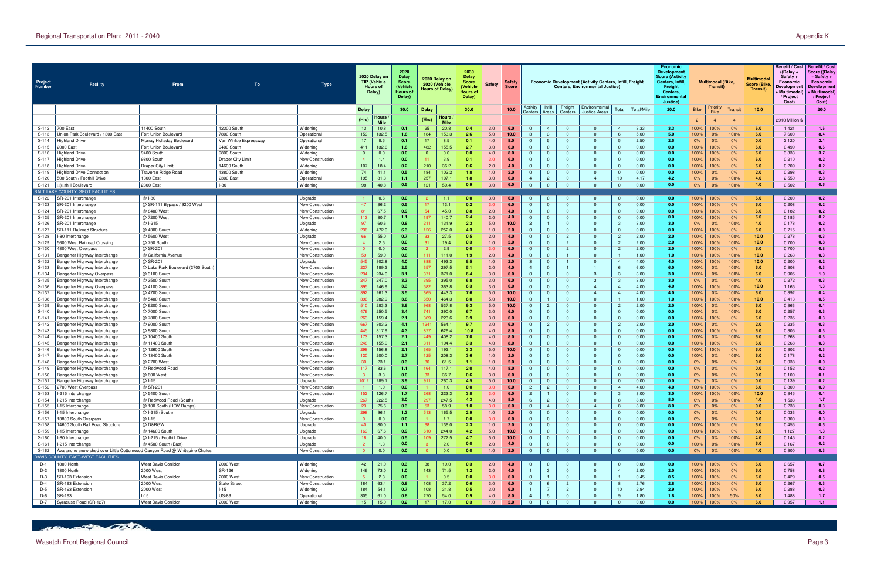| Project Number | Facility | From | To | Type | 2020 Delay on TIP (Vehicle Hours of Delay) | | 2020 Delay Score (Vehicle Hours of Delay) | 2030 Delay on 2020 (Vehicle Hours of Delay) | | 2030 Delay Score (Vehicle Hours of Delay) | Safety | Safety Score | Economic Development (Activity Centers, Infill, Freight Centers, Environmental Justice) | | | | | | Economic Development Score (Activity Centers, Infill, Freight Centers, Environmental Justice) | Multimodal (Bike, Transit) | | | Multimodal Score (Bike, Transit) | Benefit / Cost ((Delay + Safety + Economic Development + Multimodal) / Project Cost) | Benefit / Cost Score ((Delay + Safety + Economic Development + Multimodal) / Project Cost) |
|---|---|---|---|---|---|---|---|---|---|---|---|---|---|---|---|---|---|---|---|---|---|---|---|---|---|
| | | | | | Delay | | 30.0 | Delay | | 30.0 | | 10.0 | Activity Centers | Infill Areas | Freight Centers | Environmental Justice Areas | Total | Total/Mile | 20.0 | Bike | Priority Bike | Transit | 10.0 | | 20.0 |
| | | | | | (Hrs) | Hours / Mile | | (Hrs) | Hours / Mile | | | | | | | | | | | 2 | 4 | 4 | | 2010 Million $ | |
| S-112 | 700 East | 11400 South | 12300 South | Widening | 13 | 10.8 | 0.1 | 25 | 20.8 | 0.4 | 3.0 | 6.0 | 0 | 4 | 0 | 0 | 4 | 3.33 | 3.3 | 100% | 100% | 0% | 6.0 | 1.421 | 1.6 |
| S-113 | Union Park Boulevard / 1300 East | Fort Union Boulevard | 7800 South | Operational | 159 | 132.5 | 1.8 | 184 | 153.3 | 2.6 | 5.0 | 10.0 | 3 | 3 | 0 | 0 | 6 | 5.00 | 5.0 | 100% | 0% | 100% | 6.0 | 7.600 | 8.4 |
| S-114 | Highland Drive | Murray Holladay Boulevard | Van Winkle Expressway | Operational | 17 | 8.5 | 0.1 | 17 | 8.5 | 0.1 | 4.0 | 8.0 | 0 | 5 | 0 | 0 | 5 | 2.50 | 2.5 | 0% | 0% | 0% | 0.0 | 2.120 | 2.4 |
| S-115 | 2000 East | Fort Union Boulevard | 9400 South | Widening | 411 | 132.6 | 1.8 | 482 | 155.5 | 2.7 | 3.0 | 6.0 | 0 | 0 | 0 | 0 | 0 | 0.00 | 0.0 | 100% | 100% | 0% | 6.0 | 0.499 | 0.6 |
| S-116 | Highland Drive | 9400 South | 9800 South | Widening | 0 | 0.0 | 0.0 | 0 | 0.0 | 0.0 | 4.0 | 8.0 | 0 | 0 | 0 | 0 | 0 | 0.00 | 0.0 | 100% | 100% | 0% | 6.0 | 3.333 | 3.7 |
| S-117 | Highland Drive | 9800 South | Draper City Limit | New Construction | 4 | 1.4 | 0.0 | 11 | 3.9 | 0.1 | 3.0 | 6.0 | 0 | 0 | 0 | 0 | 0 | 0.00 | 0.0 | 100% | 100% | 0% | 6.0 | 0.210 | 0.2 |
| S-118 | Highland Drive | Draper City Limit | 14600 South | Widening | 107 | 18.4 | 0.2 | 210 | 36.2 | 0.6 | 2.0 | 4.0 | 0 | 0 | 0 | 0 | 0 | 0.00 | 0.0 | 100% | 100% | 0% | 6.0 | 0.209 | 0.2 |
| S-119 | Highland Drive Connection | Traverse Ridge Road | 13800 South | Widening | 74 | 41.1 | 0.5 | 184 | 102.2 | 1.8 | 1.0 | 2.0 | 0 | 0 | 0 | 0 | 0 | 0.00 | 0.0 | 100% | 0% | 0% | 2.0 | 0.298 | 0.3 |
| S-120 | 500 South / Foothill Drive | 1300 East | 2300 East | Operational | 195 | 81.3 | 1.1 | 257 | 107.1 | 1.8 | 3.0 | 6.0 | 4 | 2 | 0 | 4 | 10 | 4.17 | 4.2 | 0% | 0% | 100% | 4.0 | 2.550 | 2.8 |
| S-121 | Foothill Boulevard | 2300 East | I-80 | Widening | 98 | 40.8 | 0.5 | 121 | 50.4 | 0.9 | 3.0 | 6.0 | 0 | 0 | 0 | 0 | 0 | 0.00 | 0.0 | 0% | 0% | 100% | 4.0 | 0.502 | 0.6 |
| **SALT LAKE COUNTY, SPOT FACILITIES** | | | | | | | | | | | | | | | | | | | | | | | | | |
| S-122 | SR-201 Interchange | @ I-80 | | Upgrade | 1 | 0.6 | 0.0 | 2 | 1.1 | 0.0 | 3.0 | 6.0 | 0 | 0 | 0 | 0 | 0 | 0.00 | 0.0 | 100% | 100% | 0% | 6.0 | 0.200 | 0.2 |
| S-123 | SR-201 Interchange | @ SR-111 Bypass / 9200 West | | New Construction | 47 | 36.2 | 0.5 | 17 | 13.1 | 0.2 | 3.0 | 6.0 | 0 | 0 | 0 | 0 | 0 | 0.00 | 0.0 | 100% | 100% | 0% | 6.0 | 0.208 | 0.2 |
| S-124 | SR-201 Interchange | @ 8400 West | | New Construction | 81 | 67.5 | 0.9 | 54 | 45.0 | 0.8 | 2.0 | 4.0 | 0 | 0 | 0 | 0 | 0 | 0.00 | 0.0 | 100% | 100% | 0% | 6.0 | 0.182 | 0.2 |
| S-125 | SR-201 Interchange | @ 7200 West | | New Construction | 113 | 80.7 | 1.1 | 197 | 140.7 | 2.4 | 2.0 | 4.0 | 0 | 0 | 0 | 0 | 0 | 0.00 | 0.0 | 100% | 100% | 0% | 6.0 | 0.185 | 0.2 |
| S-126 | SR-201 Interchange | @ I-215 | | Upgrade | 97 | 60.6 | 0.8 | 211 | 131.9 | 2.3 | 5.0 | 10.0 | 2 | 1 | 0 | 0 | 3 | 3.00 | 3.0 | 0% | 0% | 100% | 4.0 | 0.178 | 0.2 |
| S-127 | SR-111 Railroad Structure | @ 4300 South | | Widening | 236 | 472.0 | 6.3 | 126 | 252.0 | 4.3 | 1.0 | 2.0 | 0 | 0 | 0 | 0 | 0 | 0.00 | 0.0 | 100% | 100% | 0% | 6.0 | 0.715 | 0.8 |
| S-128 | I-80 Interchange | @ 5600 West | | Upgrade | 66 | 55.0 | 0.7 | 33 | 27.5 | 0.5 | 2.0 | 4.0 | 0 | 0 | 2 | 0 | 2 | 2.00 | 2.0 | 100% | 100% | 100% | 10.0 | 0.278 | 0.3 |
| S-129 | 5600 West Railroad Crossing | @ 750 South | | New Construction | 4 | 2.5 | 0.0 | 31 | 19.4 | 0.3 | 1.0 | 2.0 | 0 | 0 | 2 | 0 | 2 | 2.00 | 2.0 | 100% | 100% | 100% | 10.0 | 0.700 | 0.8 |
| S-130 | 4800 West Overpass | @ SR-201 | | New Construction | 0 | 0.0 | 0.0 | 2 | 2.9 | 0.0 | 3.0 | 6.0 | 0 | 0 | 2 | 0 | 2 | 2.00 | 2.0 | 100% | 100% | 0% | 6.0 | 0.700 | 0.8 |
| S-131 | Bangerter Highway Interchange | @ California Avenue | | New Construction | 59 | 59.0 | 0.8 | 111 | 111.0 | 1.9 | 2.0 | 4.0 | 0 | 0 | 1 | 0 | 1 | 1.00 | 1.0 | 100% | 100% | 100% | 10.0 | 0.263 | 0.3 |
| S-132 | Bangerter Highway Interchange | @ SR-201 | | Upgrade | 545 | 302.8 | 4.0 | 888 | 493.3 | 8.5 | 1.0 | 2.0 | 3 | 0 | 1 | 0 | 4 | 4.00 | 4.0 | 100% | 100% | 100% | 10.0 | 0.200 | 0.2 |
| S-133 | Bangerter Highway Interchange | @ Lake Park Boulevard (2700 South) | | New Construction | 227 | 189.2 | 2.5 | 357 | 297.5 | 5.1 | 2.0 | 4.0 | 4 | 0 | 1 | 1 | 6 | 6.00 | 6.0 | 100% | 0% | 100% | 6.0 | 0.308 | 0.3 |
| S-134 | Bangerter Highway Overpass | @ 3100 South | | New Construction | 234 | 234.0 | 3.1 | 371 | 371.0 | 6.4 | 3.0 | 6.0 | 0 | 0 | 0 | 3 | 3 | 3.00 | 3.0 | 100% | 0% | 100% | 6.0 | 0.905 | 1.0 |
| S-135 | Bangerter Highway Interchange | @ 3500 South | | New Construction | 247 | 247.0 | 3.3 | 395 | 395.0 | 6.8 | 3.0 | 6.0 | 0 | 0 | 0 | 3 | 3 | 3.00 | 3.0 | 0% | 0% | 100% | 4.0 | 0.272 | 0.3 |
| S-136 | Bangerter Highway Overpass | @ 4100 South | | New Construction | 395 | 246.9 | 3.3 | 582 | 363.8 | 6.3 | 3.0 | 6.0 | 0 | 0 | 0 | 4 | 4 | 4.00 | 4.0 | 100% | 100% | 100% | 10.0 | 1.165 | 1.3 |
| S-137 | Bangerter Highway Interchange | @ 4700 South | | New Construction | 392 | 261.3 | 3.5 | 665 | 443.3 | 7.6 | 5.0 | 10.0 | 0 | 0 | 0 | 4 | 4 | 4.00 | 4.0 | 100% | 0% | 100% | 6.0 | 0.392 | 0.4 |
| S-138 | Bangerter Highway Interchange | @ 5400 South | | New Construction | 396 | 282.9 | 3.8 | 650 | 464.3 | 8.0 | 5.0 | 10.0 | 0 | 1 | 0 | 0 | 1 | 1.00 | 1.0 | 100% | 100% | 100% | 10.0 | 0.413 | 0.5 |
| S-139 | Bangerter Highway Interchange | @ 6200 South | | New Construction | 510 | 283.3 | 3.8 | 968 | 537.8 | 9.3 | 5.0 | 10.0 | 0 | 2 | 0 | 0 | 2 | 2.00 | 2.0 | 100% | 0% | 100% | 6.0 | 0.363 | 0.4 |
| S-140 | Bangerter Highway Interchange | @ 7000 South | | New Construction | 476 | 250.5 | 3.4 | 741 | 390.0 | 6.7 | 3.0 | 6.0 | 0 | 0 | 0 | 0 | 0 | 0.00 | 0.0 | 100% | 0% | 100% | 6.0 | 0.257 | 0.3 |
| S-141 | Bangerter Highway Interchange | @ 7800 South | | New Construction | 263 | 159.4 | 2.1 | 369 | 223.6 | 3.9 | 3.0 | 6.0 | 0 | 0 | 0 | 0 | 0 | 0.00 | 0.0 | 100% | 100% | 0% | 6.0 | 0.235 | 0.3 |
| S-142 | Bangerter Highway Interchange | @ 9000 South | | New Construction | 667 | 303.2 | 4.1 | 1241 | 564.1 | 9.7 | 3.0 | 6.0 | 0 | 2 | 0 | 0 | 2 | 2.00 | 2.0 | 100% | 0% | 0% | 2.0 | 0.235 | 0.3 |
| S-143 | Bangerter Highway Interchange | @ 9800 South | | New Construction | 445 | 317.9 | 4.3 | 877 | 626.4 | 10.8 | 4.0 | 8.0 | 0 | 0 | 0 | 0 | 0 | 0.00 | 0.0 | 100% | 100% | 0% | 6.0 | 0.305 | 0.3 |
| S-144 | Bangerter Highway Interchange | @ 10400 South | | New Construction | 173 | 157.3 | 2.1 | 449 | 408.2 | 7.0 | 4.0 | 8.0 | 0 | 0 | 0 | 0 | 0 | 0.00 | 0.0 | 100% | 0% | 100% | 6.0 | 0.268 | 0.3 |
| S-145 | Bangerter Highway Interchange | @ 11400 South | | New Construction | 248 | 155.0 | 2.1 | 311 | 194.4 | 3.3 | 4.0 | 8.0 | 0 | 0 | 0 | 0 | 0 | 0.00 | 0.0 | 100% | 100% | 0% | 6.0 | 0.268 | 0.3 |
| S-146 | Bangerter Highway Interchange | @ 12600 South | | New Construction | 298 | 156.8 | 2.1 | 365 | 192.1 | 3.3 | 5.0 | 10.0 | 0 | 0 | 0 | 0 | 0 | 0.00 | 0.0 | 100% | 100% | 0% | 6.0 | 0.302 | 0.3 |
| S-147 | Bangerter Highway Interchange | @ 13400 South | | New Construction | 120 | 200.0 | 2.7 | 125 | 208.3 | 3.6 | 1.0 | 2.0 | 0 | 0 | 0 | 0 | 0 | 0.00 | 0.0 | 100% | 0% | 100% | 6.0 | 0.178 | 0.2 |
| S-148 | Bangerter Highway Interchange | @ 2700 West | | New Construction | 30 | 23.1 | 0.3 | 80 | 61.5 | 1.1 | 1.0 | 2.0 | 0 | 0 | 0 | 0 | 0 | 0.00 | 0.0 | 0% | 0% | 0% | 0.0 | 0.038 | 0.0 |
| S-149 | Bangerter Highway Interchange | @ Redwood Road | | New Construction | 117 | 83.6 | 1.1 | 164 | 117.1 | 2.0 | 4.0 | 8.0 | 0 | 0 | 0 | 0 | 0 | 0.00 | 0.0 | 0% | 0% | 0% | 0.0 | 0.152 | 0.2 |
| S-150 | Bangerter Highway Interchange | @ 600 West | | New Construction | 3 | 3.3 | 0.0 | 33 | 36.7 | 0.6 | 3.0 | 6.0 | 0 | 0 | 0 | 0 | 0 | 0.00 | 0.0 | 0% | 0% | 0% | 0.0 | 0.100 | 0.1 |
| S-151 | Bangerter Highway Interchange | @ I-15 | | Upgrade | 1012 | 289.1 | 3.9 | 911 | 260.3 | 4.5 | 5.0 | 10.0 | 0 | 0 | 0 | 0 | 0 | 0.00 | 0.0 | 0% | 0% | 0% | 0.0 | 0.139 | 0.2 |
| S-152 | 2700 West Overpass | @ SR-201 | | New Construction | 1 | 1.0 | 0.0 | 1 | 1.0 | 0.0 | 3.0 | 6.0 | 2 | 2 | 0 | 0 | 4 | 4.00 | 4.0 | 100% | 100% | 0% | 6.0 | 0.800 | 0.9 |
| S-153 | I-215 Interchange | @ 5400 South | | New Construction | 152 | 126.7 | 1.7 | 268 | 223.3 | 3.8 | 3.0 | 6.0 | 2 | 1 | 0 | 0 | 3 | 3.00 | 3.0 | 100% | 100% | 100% | 10.0 | 0.345 | 0.4 |
| S-154 | I-215 Interchange | @ Redwood Road (South) | | Upgrade | 267 | 222.5 | 3.0 | 297 | 247.5 | 4.3 | 4.0 | 8.0 | 6 | 2 | 0 | 0 | 8 | 8.00 | 8.0 | 0% | 0% | 100% | 4.0 | 1.533 | 1.7 |
| S-155 | I-15 Interchange | @ 100 South (HOV Ramps) | | New Construction | 23 | 25.6 | 0.3 | 53 | 58.9 | 1.0 | 3.0 | 6.0 | 0 | 4 | 0 | 4 | 8 | 8.00 | 8.0 | 0% | 0% | 0% | 0.0 | 0.238 | 0.3 |
| S-156 | I-15 Interchange | @ I-215 (South) | | Upgrade | 298 | 96.1 | 1.3 | 513 | 165.5 | 2.9 | 1.0 | 2.0 | 0 | 0 | 0 | 0 | 0 | 0.00 | 0.0 | 0% | 0% | 0% | 0.0 | 0.033 | 0.0 |
| S-157 | 13800 South Overpass | @ I-15 | | New Construction | 0 | 0.0 | 0.0 | 1 | 1.7 | 0.0 | 3.0 | 6.0 | 0 | 0 | 0 | 0 | 0 | 0.00 | 0.0 | 0% | 0% | 0% | 0.0 | 0.300 | 0.3 |
| S-158 | 14600 South Rail Road Structure | @ D&RGW | | Upgrade | 40 | 80.0 | 1.1 | 68 | 136.0 | 2.3 | 1.0 | 2.0 | 0 | 0 | 0 | 0 | 0 | 0.00 | 0.0 | 100% | 100% | 0% | 6.0 | 0.455 | 0.5 |
| S-159 | I-15 Interchange | @ 14600 South | | Upgrade | 169 | 67.6 | 0.9 | 610 | 244.0 | 4.2 | 5.0 | 10.0 | 0 | 0 | 0 | 0 | 0 | 0.00 | 0.0 | 100% | 100% | 0% | 6.0 | 1.127 | 1.3 |
| S-160 | I-80 Interchange | @ I-215 / Foothill Drive | | Upgrade | 16 | 40.0 | 0.5 | 109 | 272.5 | 4.7 | 5.0 | 10.0 | 0 | 0 | 0 | 0 | 0 | 0.00 | 0.0 | 0% | 0% | 100% | 4.0 | 0.145 | 0.2 |
| S-161 | I-215 Interchange | @ 4500 South (East) | | Upgrade | 2 | 1.3 | 0.0 | 3 | 2.0 | 0.0 | 2.0 | 4.0 | 0 | 0 | 0 | 0 | 0 | 0.00 | 0.0 | 100% | 0% | 100% | 6.0 | 0.167 | 0.2 |
| S-162 | Avalanche snow shed over Little Cottonwood Canyon Road @ Whitepine Chutes | | | New Construction | 0 | 0.0 | 0.0 | 0 | 0.0 | 0.0 | 1.0 | 2.0 | 0 | 0 | 0 | 0 | 0 | 0.00 | 0.0 | 0% | 0% | 100% | 4.0 | 0.300 | 0.3 |
| **DAVIS COUNTY, EAST-WEST FACILITIES** | | | | | | | | | | | | | | | | | | | | | | | | | |
| D-1 | 1800 North | West Davis Corridor | 2000 West | Widening | 42 | 21.0 | 0.3 | 38 | 19.0 | 0.3 | 2.0 | 4.0 | 0 | 0 | 0 | 0 | 0 | 0.00 | 0.0 | 100% | 100% | 0% | 6.0 | 0.657 | 0.7 |
| D-2 | 1800 North | 2000 West | SR-126 | Widening | 146 | 73.0 | 1.0 | 143 | 71.5 | 1.2 | 2.0 | 4.0 | 1 | 3 | 0 | 0 | 4 | 2.00 | 2.0 | 100% | 100% | 0% | 6.0 | 0.758 | 0.8 |
| D-3 | SR-193 Extension | West Davis Corridor | 2000 West | New Construction | 5 | 2.3 | 0.0 | 1 | 0.5 | 0.0 | 3.0 | 6.0 | 0 | 1 | 0 | 0 | 1 | 0.45 | 0.5 | 100% | 100% | 0% | 6.0 | 0.429 | 0.5 |
| D-4 | SR-193 Extension | 2000 West | State Street | New Construction | 184 | 63.4 | 0.8 | 108 | 37.2 | 0.6 | 3.0 | 6.0 | 0 | 6 | 2 | 0 | 8 | 2.76 | 2.8 | 100% | 100% | 0% | 6.0 | 0.267 | 0.3 |
| D-5 | SR-193 Extension | 2000 West | I-15 | Widening | 184 | 54.1 | 0.7 | 108 | 31.8 | 0.5 | 3.0 | 6.0 | 1 | 7 | 2 | 0 | 10 | 2.94 | 2.9 | 100% | 100% | 0% | 6.0 | 0.288 | 0.3 |
| D-6 | SR-193 | I-15 | US-89 | Operational | 305 | 61.0 | 0.8 | 270 | 54.0 | 0.9 | 4.0 | 8.0 | 4 | 5 | 0 | 0 | 9 | 1.80 | 1.8 | 100% | 100% | 50% | 8.0 | 1.488 | 1.7 |
| D-7 | Syracuse Road (SR-127) | West Davis Corridor | 2000 West | Widening | 15 | 15.0 | 0.2 | 17 | 17.0 | 0.3 | 1.0 | 2.0 | 0 | 0 | 0 | 0 | 0 | 0.00 | 0.0 | 100% | 100% | 0% | 6.0 | 0.957 | 1.1 |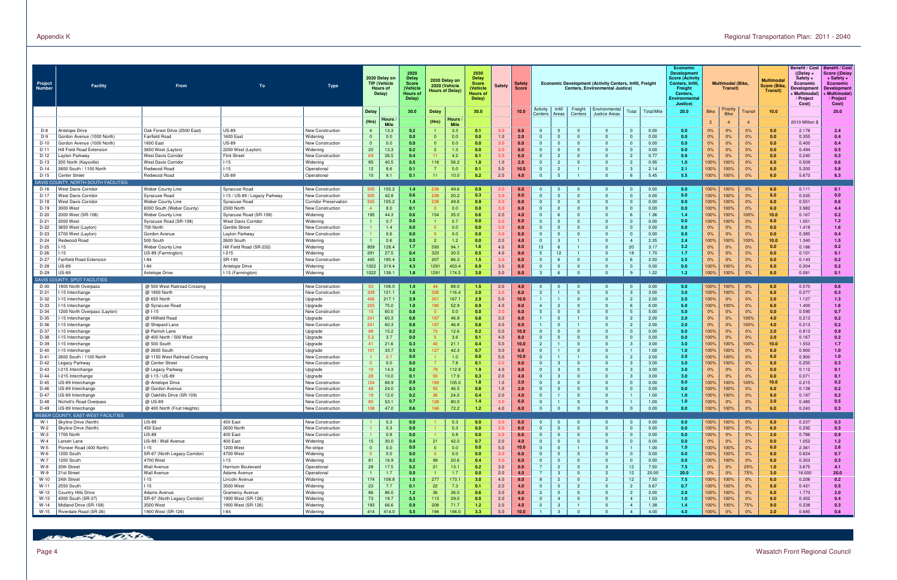| Project Number | Facility | From | To | Type | 2020 Delay on TIP (Vehicle Hours of Delay) | | 2020 Delay Score (Vehicle Hours of Delay) | 2030 Delay on 2020 (Vehicle Hours of Delay) | | 2030 Delay Score (Vehicle Hours of Delay) | Safety | Safety Score | Economic Development (Activity Centers, Infill, Freight Centers, Environmental Justice) | | | | | | Economic Development Score (Activity Centers, Infill, Freight Centers, Environmental Justice) | Multimodal (Bike, Transit) | | | Multimodal Score (Bike, Transit) | Benefit / Cost ((Delay + Safety + Economic Development + Multimodal) / Project Cost) | Benefit / Cost Score ((Delay + Safety + Economic Development + Multimodal) / Project Cost) |
|---|---|---|---|---|---|---|---|---|---|---|---|---|---|---|---|---|---|---|---|---|---|---|---|---|---|
| | | | | | Delay | | 30.0 | Delay | | 30.0 | | 10.0 | Activity Centers | Infill Areas | Freight Centers | Environmental Justice Areas | Total | Total/Mile | 20.0 | Bike | Priority Bike | Transit | 10.0 | | 20.0 |
| | | | | | (Hrs) | Hours / Mile | | (Hrs) | Hours / Mile | | | | | | | | | | | 2 | 4 | 4 | | 2010 Million $ | |
| D-8 | Antelope Drive | Oak Forest Drive (2500 East) | US-89 | New Construction | 4 | 13.3 | 0.2 | 1 | 3.3 | 0.1 | 3.0 | 6.0 | 0 | 0 | 0 | 0 | 0 | 0.00 | 0.0 | 0% | 0% | 0% | 0.0 | 2.178 | 2.4 |
| D-9 | Gordon Avenue (1000 North) | Fairfield Road | 1600 East | Widening | 0 | 0.0 | 0.0 | 0 | 0.0 | 0.0 | 1.0 | 2.0 | 0 | 0 | 0 | 0 | 0 | 0.00 | 0.0 | 0% | 0% | 0% | 0.0 | 0.355 | 0.4 |
| D-10 | Gordon Avenue (1000 North) | 1600 East | US-89 | New Construction | 0 | 0.0 | 0.0 | 0 | 0.0 | 0.0 | 3.0 | 6.0 | 0 | 0 | 0 | 0 | 0 | 0.00 | 0.0 | 0% | 0% | 0% | 0.0 | 0.400 | 0.4 |
| D-11 | Hill Field Road Extension | 3650 West (Layton) | 2200 West (Layton) | Widening | 20 | 13.3 | 0.2 | 2 | 1.3 | 0.0 | 3.0 | 6.0 | 0 | 0 | 0 | 0 | 0 | 0.00 | 0.0 | 0% | 0% | 0% | 0.0 | 0.494 | 0.5 |
| D-12 | Layton Parkway | West Davis Corridor | Flint Street | New Construction | 69 | 26.5 | 0.4 | 11 | 4.2 | 0.1 | 3.0 | 6.0 | 0 | 2 | 0 | 0 | 2 | 0.77 | 0.8 | 0% | 0% | 0% | 0.0 | 0.240 | 0.3 |
| D-13 | 200 North (Kaysville) | West Davis Corridor | I-15 | Widening | 85 | 40.5 | 0.5 | 118 | 56.2 | 1.0 | 1.0 | 2.0 | 0 | 2 | 0 | 0 | 2 | 0.95 | 1.0 | 100% | 100% | 0% | 6.0 | 0.509 | 0.6 |
| D-14 | 2600 South / 1100 North | Redwood Road | I-15 | Operational | 12 | 8.6 | 0.1 | 7 | 5.0 | 0.1 | 5.0 | 10.0 | 0 | 2 | 1 | 0 | 3 | 2.14 | 2.1 | 100% | 100% | 0% | 6.0 | 5.200 | 5.8 |
| D-15 | Center Street | Redwood Road | US-89 | Operational | 10 | 9.1 | 0.1 | 11 | 10.0 | 0.2 | 2.0 | 4.0 | 0 | 5 | 1 | 0 | 6 | 5.45 | 5.5 | 100% | 100% | 0% | 6.0 | 5.673 | 6.3 |
| DAVIS COUNTY, NORTH-SOUTH FACILITIES | | | | | | | | | | | | | | | | | | | | | | | | | |
| D-16 | West Davis Corridor | Weber County Line | Syracuse Road | New Construction | 505 | 105.2 | 1.4 | 238 | 49.6 | 0.9 | 3.0 | 6.0 | 0 | 0 | 0 | 0 | 0 | 0.00 | 0.0 | 100% | 100% | 0% | 6.0 | 0.111 | 0.1 |
| D-17 | West Davis Corridor | Syracuse Road | I-15 / US-89 / Legacy Parkway | New Construction | 505 | 42.8 | 0.6 | 238 | 20.2 | 0.3 | 3.0 | 6.0 | 0 | 0 | 0 | 0 | 0 | 0.00 | 0.0 | 100% | 100% | 0% | 6.0 | 0.035 | 0.0 |
| D-18 | West Davis Corridor | Weber County Line | Syracuse Road | Corridor Preservation | 505 | 105.2 | 1.4 | 238 | 49.6 | 0.9 | 3.0 | 6.0 | 0 | 0 | 0 | 0 | 0 | 0.00 | 0.0 | 100% | 100% | 0% | 6.0 | 0.551 | 0.6 |
| D-19 | 3000 West | 6000 South (Weber County) | 2300 North | New Construction | 4 | 8.0 | 0.1 | 0 | 0.0 | 0.0 | 3.0 | 6.0 | 0 | 0 | 0 | 0 | 0 | 0.00 | 0.0 | 100% | 100% | 0% | 6.0 | 3.982 | 4.4 |
| D-20 | 2000 West (SR-108) | Weber County Line | Syracuse Road (SR-108) | Widening | 195 | 44.3 | 0.6 | 154 | 35.0 | 0.6 | 2.0 | 4.0 | 0 | 6 | 0 | 0 | 6 | 1.36 | 1.4 | 100% | 100% | 100% | 10.0 | 0.167 | 0.2 |
| D-21 | 2000 West | Syracuse Road (SR-108) | West Davis Corridor | Widening | 1 | 0.7 | 0.0 | 1 | 0.7 | 0.0 | 3.0 | 6.0 | 0 | 0 | 0 | 0 | 0 | 0.00 | 0.0 | 100% | 100% | 0% | 6.0 | 1.051 | 1.2 |
| D-22 | 3650 West (Layton) | 700 North | Gentile Street | New Construction | 1 | 1.4 | 0.0 | 0 | 0.0 | 0.0 | 3.0 | 6.0 | 0 | 0 | 0 | 0 | 0 | 0.00 | 0.0 | 0% | 0% | 0% | 0.0 | 1.418 | 1.6 |
| D-23 | 2700 West (Layton) | Gordon Avenue | Layton Parkway | New Construction | 1 | 0.6 | 0.0 | 0 | 0.0 | 0.0 | 3.0 | 6.0 | 0 | 0 | 0 | 0 | 0 | 0.00 | 0.0 | 0% | 0% | 0% | 0.0 | 0.385 | 0.4 |
| D-24 | Redwood Road | 500 South | 2600 South | Widening | 1 | 0.6 | 0.0 | 2 | 1.2 | 0.0 | 2.0 | 4.0 | 0 | 3 | 1 | 0 | 4 | 2.35 | 2.4 | 100% | 100% | 100% | 10.0 | 1.340 | 1.5 |
| D-25 | I-15 | Weber County Line | Hill Field Road (SR-232) | Widening | 809 | 128.4 | 1.7 | 593 | 94.1 | 1.6 | 4.0 | 8.0 | 13 | 6 | 1 | 0 | 20 | 3.17 | 3.2 | 0% | 0% | 0% | 0.0 | 0.186 | 0.2 |
| D-26 | I-15 | US-89 (Farmington) | I-215 | Widening | 291 | 27.5 | 0.4 | 323 | 30.5 | 0.5 | 4.0 | 8.0 | 5 | 12 | 1 | 0 | 18 | 1.70 | 1.7 | 0% | 0% | 0% | 0.0 | 0.101 | 0.1 |
| D-27 | Fairfield Road Extension | I-84 | SR-193 | New Construction | 445 | 185.4 | 2.5 | 207 | 86.3 | 1.5 | 3.0 | 6.0 | 0 | 6 | 0 | 0 | 6 | 2.50 | 2.5 | 0% | 0% | 0% | 0.0 | 0.143 | 0.2 |
| D-28 | US-89 | I-84 | Antelope Drive | Widening | 1022 | 319.4 | 4.3 | 1291 | 403.4 | 6.9 | 3.0 | 6.0 | 0 | 0 | 0 | 0 | 0 | 0.00 | 0.0 | 100% | 100% | 0% | 6.0 | 0.204 | 0.2 |
| D-29 | US-89 | Antelope Drive | I-15 (Farmington) | Widening | 1022 | 138.1 | 1.8 | 1291 | 174.5 | 3.0 | 3.0 | 6.0 | 3 | 6 | 0 | 0 | 9 | 1.22 | 1.2 | 100% | 100% | 0% | 6.0 | 0.081 | 0.1 |
| DAVIS COUNTY, SPOT FACILITIES | | | | | | | | | | | | | | | | | | | | | | | | | |
| D-30 | 1800 North Overpass | @ 500 West Railroad Crossing | | New Construction | 53 | 106.0 | 1.4 | 44 | 88.0 | 1.5 | 2.0 | 4.0 | 0 | 0 | 0 | 0 | 0 | 0.00 | 0.0 | 100% | 100% | 0% | 6.0 | 0.570 | 0.6 |
| D-31 | I-15 Interchange | @ 1800 North | | New Construction | 339 | 121.1 | 1.6 | 326 | 116.4 | 2.0 | 3.0 | 6.0 | 2 | 1 | 0 | 0 | 3 | 3.00 | 3.0 | 100% | 100% | 0% | 6.0 | 0.277 | 0.3 |
| D-32 | I-15 Interchange | @ 650 North | | Upgrade | 456 | 217.1 | 2.9 | 351 | 167.1 | 2.9 | 5.0 | 10.0 | 1 | 1 | 0 | 0 | 2 | 2.00 | 2.0 | 100% | 0% | 0% | 2.0 | 1.127 | 1.3 |
| D-33 | I-15 Interchange | @ Syracuse Road | | Upgrade | 255 | 75.0 | 1.0 | 180 | 52.9 | 0.9 | 4.0 | 8.0 | 4 | 2 | 0 | 0 | 6 | 6.00 | 6.0 | 100% | 100% | 0% | 6.0 | 1.400 | 1.6 |
| D-34 | 1200 North Overpass (Layton) | @ I-15 | | New Construction | 15 | 60.0 | 0.8 | 0 | 0.0 | 0.0 | 3.0 | 6.0 | 5 | 0 | 0 | 0 | 5 | 5.00 | 5.0 | 0% | 0% | 0% | 0.0 | 0.590 | 0.7 |
| D-35 | I-15 Interchange | @ Hillfield Road | | Upgrade | 241 | 60.3 | 0.8 | 187 | 46.8 | 0.8 | 3.0 | 6.0 | 1 | 0 | 1 | 0 | 2 | 2.00 | 2.0 | 0% | 0% | 100% | 4.0 | 0.213 | 0.2 |
| D-36 | I-15 Interchange | @ Shepard Lane | | New Construction | 241 | 60.3 | 0.8 | 187 | 46.8 | 0.8 | 3.0 | 6.0 | 1 | 0 | 1 | 0 | 2 | 2.00 | 2.0 | 0% | 0% | 100% | 4.0 | 0.213 | 0.2 |
| D-37 | I-15 Interchange | @ Parrish Lane | | Upgrade | 88 | 15.2 | 0.2 | 73 | 12.6 | 0.2 | 5.0 | 10.0 | 0 | 0 | 0 | 0 | 0 | 0.00 | 0.0 | 100% | 0% | 0% | 2.0 | 0.813 | 0.9 |
| D-38 | I-15 Interchange | @ 400 North / 500 West | | Upgrade | 5.2 | 3.7 | 0.0 | 5 | 3.6 | 0.1 | 4.0 | 8.0 | 0 | 0 | 0 | 0 | 0 | 0.00 | 0.0 | 100% | 0% | 0% | 2.0 | 0.167 | 0.2 |
| D-39 | I-15 Interchange | @ 500 South | | Upgrade | 41 | 21.6 | 0.3 | 40 | 21.1 | 0.4 | 5.0 | 10.0 | 2 | 1 | 0 | 0 | 3 | 3.00 | 3.0 | 100% | 100% | 100% | 10.0 | 1.553 | 1.7 |
| D-40 | I-15 Interchange | @ 2600 South | | Upgrade | 101 | 33.7 | 0.5 | 127 | 42.3 | 0.7 | 3.0 | 6.0 | 0 | 1 | 0 | 0 | 1 | 1.00 | 1.0 | 100% | 100% | 0% | 6.0 | 0.900 | 1.0 |
| D-41 | 2600 South / 1100 North | @ 1150 West Railroad Crossing | | New Construction | 1 | 0.7 | 0.0 | 1 | 1.0 | 0.0 | 5.0 | 10.0 | 0 | 1 | 1 | 0 | 2 | 2.00 | 2.0 | 100% | 100% | 0% | 6.0 | 0.900 | 1.0 |
| D-42 | Legacy Parkway | @ Center Street | | New Construction | 0 | 0.0 | 0.0 | 7 | 7.8 | 0.1 | 3.0 | 6.0 | 0 | 3 | 0 | 0 | 3 | 3.00 | 3.0 | 100% | 100% | 0% | 6.0 | 0.250 | 0.3 |
| D-43 | I-215 Interchange | @ Legacy Parkway | | Upgrade | 10 | 14.3 | 0.2 | 79 | 112.9 | 1.9 | 4.0 | 8.0 | 0 | 3 | 0 | 0 | 3 | 3.00 | 3.0 | 0% | 0% | 0% | 0.0 | 0.112 | 0.1 |
| D-44 | I-215 Interchange | @ I-15 / US-89 | | Upgrade | 28 | 10.0 | 0.1 | 50 | 17.9 | 0.3 | 2.0 | 4.0 | 0 | 3 | 0 | 0 | 3 | 3.00 | 3.0 | 0% | 0% | 0% | 0.0 | 0.071 | 0.1 |
| D-45 | US-89 Interchange | @ Antelope Drive | | New Construction | 124 | 68.9 | 0.9 | 189 | 105.0 | 1.8 | 1.0 | 2.0 | 0 | 0 | 0 | 0 | 0 | 0.00 | 0.0 | 100% | 100% | 100% | 10.0 | 0.215 | 0.2 |
| D-46 | US-89 Interchange | @ Gordon Avenue | | New Construction | 48 | 24.0 | 0.3 | 93 | 46.5 | 0.8 | 1.0 | 2.0 | 0 | 0 | 0 | 0 | 0 | 0.00 | 0.0 | 100% | 100% | 0% | 6.0 | 0.138 | 0.2 |
| D-47 | US-89 Interchange | @ Oakhills Drive (SR-109) | | New Construction | 18 | 12.0 | 0.2 | 36 | 24.0 | 0.4 | 2.0 | 4.0 | 0 | 1 | 0 | 0 | 1 | 1.00 | 1.0 | 100% | 100% | 0% | 6.0 | 0.187 | 0.2 |
| D-48 | Nicholl's Road Overpass | @ US-89 | | New Construction | 85 | 53.1 | 0.7 | 128 | 80.0 | 1.4 | 3.0 | 6.0 | 0 | 1 | 0 | 0 | 1 | 1.00 | 1.0 | 100% | 0% | 0% | 2.0 | 0.485 | 0.5 |
| D-49 | US-89 Interchange | @ 400 North (Fruit Heights) | | New Construction | 108 | 47.0 | 0.6 | 166 | 72.2 | 1.2 | 4.0 | 8.0 | 0 | 0 | 0 | 0 | 0 | 0.00 | 0.0 | 100% | 100% | 0% | 6.0 | 0.243 | 0.3 |
| WEBER COUNTY, EAST-WEST FACILITIES | | | | | | | | | | | | | | | | | | | | | | | | | |
| W-1 | Skyline Drive (North) | US-89 | 450 East | New Construction | 1 | 0.3 | 0.0 | 1 | 0.3 | 0.0 | 3.0 | 6.0 | 0 | 0 | 0 | 0 | 0 | 0.00 | 0.0 | 100% | 100% | 0% | 6.0 | 0.237 | 0.3 |
| W-2 | Skyline Drive (North) | 450 East | 2600 North | New Construction | 1 | 0.3 | 0.0 | 1 | 0.3 | 0.0 | 3.0 | 6.0 | 0 | 0 | 0 | 0 | 0 | 0.00 | 0.0 | 100% | 100% | 0% | 6.0 | 0.292 | 0.3 |
| W-3 | 1700 North | US-89 | 400 East | New Construction | 1 | 0.8 | 0.0 | 1 | 0.8 | 0.0 | 3.0 | 6.0 | 0 | 0 | 0 | 0 | 0 | 0.00 | 0.0 | 100% | 0% | 0% | 2.0 | 0.786 | 0.9 |
| W-4 | Larsen Lane | US-89 / Wall Avenue | 400 East | Widening | 15 | 30.0 | 0.4 | 21 | 42.0 | 0.7 | 2.0 | 4.0 | 0 | 0 | 0 | 0 | 0 | 0.00 | 0.0 | 0% | 0% | 0% | 0.0 | 1.052 | 1.2 |
| W-5 | Pioneer Road (400 North) | I-15 | 1200 West | Re-stripe | 0 | 0.0 | 0.0 | 0 | 0.0 | 0.0 | 5.0 | 10.0 | 0 | 0 | 1 | 0 | 1 | 1.00 | 1.0 | 100% | 100% | 0% | 6.0 | 2.361 | 2.6 |
| W-6 | 1200 South | SR-67 (North Legacy Corridor) | 4700 West | Widening | 0 | 0.0 | 0.0 | 0 | 0.0 | 0.0 | 3.0 | 6.0 | 0 | 0 | 0 | 0 | 0 | 0.00 | 0.0 | 100% | 100% | 0% | 6.0 | 0.624 | 0.7 |
| W-7 | 1200 South | 4700 West | I-15 | Widening | 81 | 16.9 | 0.2 | 99 | 20.6 | 0.4 | 3.0 | 6.0 | 0 | 0 | 0 | 0 | 0 | 0.00 | 0.0 | 100% | 100% | 0% | 6.0 | 0.303 | 0.3 |
| W-8 | 20th Street | Wall Avenue | Harrison Boulevard | Operational | 28 | 17.5 | 0.2 | 21 | 13.1 | 0.2 | 3.0 | 6.0 | 7 | 2 | 0 | 3 | 12 | 7.50 | 7.5 | 0% | 0% | 25% | 1.0 | 3.675 | 4.1 |
| W-9 | 21st Street | Wall Avenue | Adams Avenue | Operational | 1 | 1.7 | 0.0 | 1 | 1.7 | 0.0 | 2.0 | 4.0 | 7 | 3 | 0 | 2 | 12 | 20.00 | 20.0 | 0% | 0% | 75% | 3.0 | 18.000 | 20.0 |
| W-10 | 24th Street | I-15 | Lincoln Avenue | Widening | 174 | 108.8 | 1.5 | 277 | 173.1 | 3.0 | 4.0 | 8.0 | 8 | 2 | 0 | 2 | 12 | 7.50 | 7.5 | 100% | 100% | 0% | 6.0 | 0.206 | 0.2 |
| W-11 | 2550 South | I-15 | 3500 West | Widening | 23 | 7.7 | 0.1 | 22 | 7.3 | 0.1 | 2.0 | 4.0 | 0 | 0 | 2 | 0 | 2 | 0.67 | 0.7 | 100% | 100% | 0% | 6.0 | 0.431 | 0.5 |
| W-12 | Country Hills Drive | Adams Avenue | Gramercy Avenue | Widening | 86 | 86.0 | 1.2 | 36 | 36.0 | 0.6 | 3.0 | 6.0 | 2 | 0 | 0 | 0 | 2 | 2.00 | 2.0 | 100% | 100% | 0% | 6.0 | 1.773 | 2.0 |
| W-13 | 4000 South (SR-37) | SR-67 (North Legacy Corridor) | 1900 West (SR-126) | Widening | 73 | 18.7 | 0.3 | 113 | 29.0 | 0.5 | 2.0 | 4.0 | 0 | 4 | 0 | 0 | 4 | 1.03 | 1.0 | 100% | 100% | 0% | 6.0 | 0.402 | 0.4 |
| W-14 | Midland Drive (SR-108) | 3500 West | 1900 West (SR-126) | Widening | 193 | 66.6 | 0.9 | 208 | 71.7 | 1.2 | 2.0 | 4.0 | 0 | 3 | 1 | 0 | 4 | 1.38 | 1.4 | 100% | 100% | 75% | 9.0 | 0.238 | 0.3 |
| W-15 | Riverdale Road (SR-26) | 1900 West (SR-126) | I-84 | Widening | 414 | 414.0 | 5.5 | 194 | 194.0 | 3.3 | 5.0 | 10.0 | 1 | 3 | 0 | 0 | 4 | 4.00 | 4.0 | 100% | 0% | 0% | 2.0 | 0.685 | 0.8 |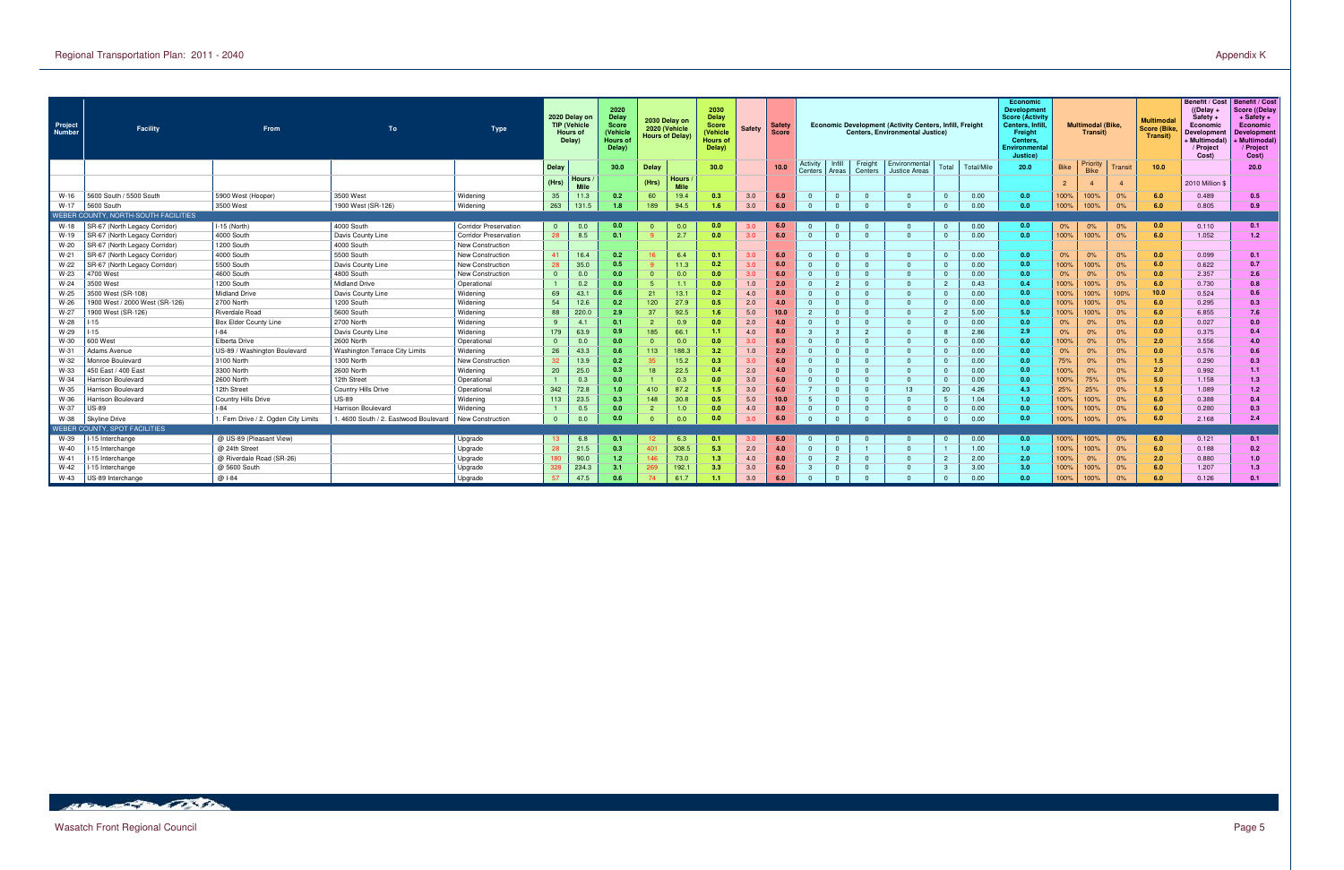| Project Number | Facility | From | To | Type | 2020 Delay on TIP (Vehicle Hours of Delay) | | 2020 Delay Score (Vehicle Hours of Delay) | 2030 Delay on 2020 (Vehicle Hours of Delay) | | 2030 Delay Score (Vehicle Hours of Delay) | Safety | Safety Score | Economic Development (Activity Centers, Infill, Freight Centers, Environmental Justice) | | | | | | Economic Development Score (Activity Centers, Infill, Freight Centers, Environmental Justice) | Multimodal (Bike, Transit) | | | Multimodal Score (Bike, Transit) | Benefit / Cost ((Delay + Safety + Economic Development + Multimodal) / Project Cost) | Benefit / Cost Score ((Delay + Safety + Economic Development + Multimodal) / Project Cost) |
|---|---|---|---|---|---|---|---|---|---|---|---|---|---|---|---|---|---|---|---|---|---|---|---|---|---|
| | | | | | Delay | | 30.0 | Delay | | 30.0 | | 10.0 | Activity Centers | Infill Areas | Freight Centers | Environmental Justice Areas | Total | Total/Mile | 20.0 | Bike | Priority Bike | Transit | 10.0 | | 20.0 |
| | | | | | (Hrs) | Hours / Mile | | (Hrs) | Hours / Mile | | | | | | | | | | | 2 | 4 | 4 | | 2010 Million $ | |
| W-16 | 5600 South / 5500 South | 5900 West (Hooper) | 3500 West | Widening | 35 | 11.3 | 0.2 | 60 | 19.4 | 0.3 | 3.0 | 6.0 | 0 | 0 | 0 | 0 | 0 | 0.00 | 0.0 | 100% | 100% | 0% | 6.0 | 0.489 | 0.5 |
| W-17 | 5600 South | 3500 West | 1900 West (SR-126) | Widening | 263 | 131.5 | 1.8 | 189 | 94.5 | 1.6 | 3.0 | 6.0 | 0 | 0 | 0 | 0 | 0 | 0.00 | 0.0 | 100% | 100% | 0% | 6.0 | 0.805 | 0.9 |
| WEBER COUNTY, NORTH-SOUTH FACILITIES | | | | | | | | | | | | | | | | | | | | | | | | | |
| W-18 | SR-67 (North Legacy Corridor) | I-15 (North) | 4000 South | Corridor Preservation | 0 | 0.0 | 0.0 | 0 | 0.0 | 0.0 | 3.0 | 6.0 | 0 | 0 | 0 | 0 | 0 | 0.00 | 0.0 | 0% | 0% | 0% | 0.0 | 0.110 | 0.1 |
| W-19 | SR-67 (North Legacy Corridor) | 4000 South | Davis County Line | Corridor Preservation | 28 | 8.5 | 0.1 | 9 | 2.7 | 0.0 | 3.0 | 6.0 | 0 | 0 | 0 | 0 | 0 | 0.00 | 0.0 | 100% | 100% | 0% | 6.0 | 1.052 | 1.2 |
| W-20 | SR-67 (North Legacy Corridor) | 1200 South | 4000 South | New Construction | | | | | | | | | | | | | | | | | | | | | |
| W-21 | SR-67 (North Legacy Corridor) | 4000 South | 5500 South | New Construction | 41 | 16.4 | 0.2 | 16 | 6.4 | 0.1 | 3.0 | 6.0 | 0 | 0 | 0 | 0 | 0 | 0.00 | 0.0 | 0% | 0% | 0% | 0.0 | 0.099 | 0.1 |
| W-22 | SR-67 (North Legacy Corridor) | 5500 South | Davis County Line | New Construction | 28 | 35.0 | 0.5 | 9 | 11.3 | 0.2 | 3.0 | 6.0 | 0 | 0 | 0 | 0 | 0 | 0.00 | 0.0 | 100% | 100% | 0% | 6.0 | 0.622 | 0.7 |
| W-23 | 4700 West | 4600 South | 4800 South | New Construction | 0 | 0.0 | 0.0 | 0 | 0.0 | 0.0 | 3.0 | 6.0 | 0 | 0 | 0 | 0 | 0 | 0.00 | 0.0 | 0% | 0% | 0% | 0.0 | 2.357 | 2.6 |
| W-24 | 3500 West | 1200 South | Midland Drive | Operational | 1 | 0.2 | 0.0 | 5 | 1.1 | 0.0 | 1.0 | 2.0 | 0 | 2 | 0 | 0 | 2 | 0.43 | 0.4 | 100% | 100% | 0% | 6.0 | 0.730 | 0.8 |
| W-25 | 3500 West (SR-108) | Midland Drive | Davis County Line | Widening | 69 | 43.1 | 0.6 | 21 | 13.1 | 0.2 | 4.0 | 8.0 | 0 | 0 | 0 | 0 | 0 | 0.00 | 0.0 | 100% | 100% | 100% | 10.0 | 0.524 | 0.6 |
| W-26 | 1900 West / 2000 West (SR-126) | 2700 North | 1200 South | Widening | 54 | 12.6 | 0.2 | 120 | 27.9 | 0.5 | 2.0 | 4.0 | 0 | 0 | 0 | 0 | 0 | 0.00 | 0.0 | 100% | 100% | 0% | 6.0 | 0.295 | 0.3 |
| W-27 | 1900 West (SR-126) | Riverdale Road | 5600 South | Widening | 88 | 220.0 | 2.9 | 37 | 92.5 | 1.6 | 5.0 | 10.0 | 2 | 0 | 0 | 0 | 2 | 5.00 | 5.0 | 100% | 100% | 0% | 6.0 | 6.855 | 7.6 |
| W-28 | I-15 | Box Elder County Line | 2700 North | Widening | 9 | 4.1 | 0.1 | 2 | 0.9 | 0.0 | 2.0 | 4.0 | 0 | 0 | 0 | 0 | 0 | 0.00 | 0.0 | 0% | 0% | 0% | 0.0 | 0.027 | 0.0 |
| W-29 | I-15 | I-84 | Davis County Line | Widening | 179 | 63.9 | 0.9 | 185 | 66.1 | 1.1 | 4.0 | 8.0 | 3 | 3 | 2 | 0 | 8 | 2.86 | 2.9 | 0% | 0% | 0% | 0.0 | 0.375 | 0.4 |
| W-30 | 600 West | Elberta Drive | 2600 North | Operational | 0 | 0.0 | 0.0 | 0 | 0.0 | 0.0 | 3.0 | 6.0 | 0 | 0 | 0 | 0 | 0 | 0.00 | 0.0 | 100% | 0% | 0% | 2.0 | 3.556 | 4.0 |
| W-31 | Adams Avenue | US-89 / Washington Boulevard | Washington Terrace City Limits | Widening | 26 | 43.3 | 0.6 | 113 | 188.3 | 3.2 | 1.0 | 2.0 | 0 | 0 | 0 | 0 | 0 | 0.00 | 0.0 | 0% | 0% | 0% | 0.0 | 0.576 | 0.6 |
| W-32 | Monroe Boulevard | 3100 North | 1300 North | New Construction | 32 | 13.9 | 0.2 | 35 | 15.2 | 0.3 | 3.0 | 6.0 | 0 | 0 | 0 | 0 | 0 | 0.00 | 0.0 | 75% | 0% | 0% | 1.5 | 0.290 | 0.3 |
| W-33 | 450 East / 400 East | 3300 North | 2600 North | Widening | 20 | 25.0 | 0.3 | 18 | 22.5 | 0.4 | 2.0 | 4.0 | 0 | 0 | 0 | 0 | 0 | 0.00 | 0.0 | 100% | 0% | 0% | 2.0 | 0.992 | 1.1 |
| W-34 | Harrison Boulevard | 2600 North | 12th Street | Operational | 1 | 0.3 | 0.0 | 1 | 0.3 | 0.0 | 3.0 | 6.0 | 0 | 0 | 0 | 0 | 0 | 0.00 | 0.0 | 100% | 75% | 0% | 5.0 | 1.158 | 1.3 |
| W-35 | Harrison Boulevard | 12th Street | Country Hills Drive | Operational | 342 | 72.8 | 1.0 | 410 | 87.2 | 1.5 | 3.0 | 6.0 | 7 | 0 | 0 | 13 | 20 | 4.26 | 4.3 | 25% | 25% | 0% | 1.5 | 1.089 | 1.2 |
| W-36 | Harrison Boulevard | Country Hills Drive | US-89 | Widening | 113 | 23.5 | 0.3 | 148 | 30.8 | 0.5 | 5.0 | 10.0 | 5 | 0 | 0 | 0 | 5 | 1.04 | 1.0 | 100% | 100% | 0% | 6.0 | 0.388 | 0.4 |
| W-37 | US-89 | I-84 | Harrison Boulevard | Widening | 1 | 0.5 | 0.0 | 2 | 1.0 | 0.0 | 4.0 | 8.0 | 0 | 0 | 0 | 0 | 0 | 0.00 | 0.0 | 100% | 100% | 0% | 6.0 | 0.280 | 0.3 |
| W-38 | Skyline Drive | 1. Fern Drive / 2. Ogden City Limits | 1. 4600 South / 2. Eastwood Boulevard | New Construction | 0 | 0.0 | 0.0 | 0 | 0.0 | 0.0 | 3.0 | 6.0 | 0 | 0 | 0 | 0 | 0 | 0.00 | 0.0 | 100% | 100% | 0% | 6.0 | 2.168 | 2.4 |
| WEBER COUNTY, SPOT FACILITIES | | | | | | | | | | | | | | | | | | | | | | | | | |
| W-39 | I-15 Interchange | @ US-89 (Pleasant View) | | Upgrade | 13 | 6.8 | 0.1 | 12 | 6.3 | 0.1 | 3.0 | 6.0 | 0 | 0 | 0 | 0 | 0 | 0.00 | 0.0 | 100% | 100% | 0% | 6.0 | 0.121 | 0.1 |
| W-40 | I-15 Interchange | @ 24th Street | | Upgrade | 28 | 21.5 | 0.3 | 401 | 308.5 | 5.3 | 2.0 | 4.0 | 0 | 0 | 1 | 0 | 1 | 1.00 | 1.0 | 100% | 100% | 0% | 6.0 | 0.188 | 0.2 |
| W-41 | I-15 Interchange | @ Riverdale Road (SR-26) | | Upgrade | 180 | 90.0 | 1.2 | 146 | 73.0 | 1.3 | 4.0 | 8.0 | 0 | 2 | 0 | 0 | 2 | 2.00 | 2.0 | 100% | 0% | 0% | 2.0 | 0.880 | 1.0 |
| W-42 | I-15 Interchange | @ 5600 South | | Upgrade | 328 | 234.3 | 3.1 | 269 | 192.1 | 3.3 | 3.0 | 6.0 | 3 | 0 | 0 | 0 | 3 | 3.00 | 3.0 | 100% | 100% | 0% | 6.0 | 1.207 | 1.3 |
| W-43 | US-89 Interchange | @ I-84 | | Upgrade | 57 | 47.5 | 0.6 | 74 | 61.7 | 1.1 | 3.0 | 6.0 | 0 | 0 | 0 | 0 | 0 | 0.00 | 0.0 | 100% | 100% | 0% | 6.0 | 0.126 | 0.1 |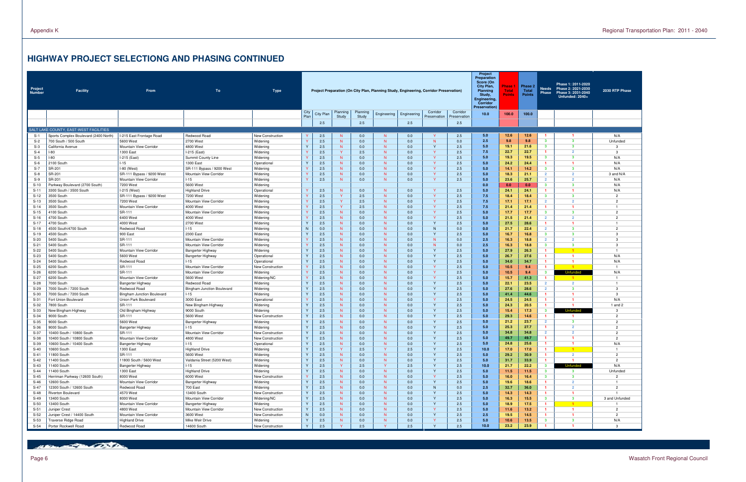## HIGHWAY PROJECT SELECTIONG AND PHASING CONTINUED

| Project Number | Facility | From | To | Type | Project Preparation (On City Plan, Planning Study, Engineering, Corridor Preservation) | | | | | | | | Project Preparation Score (On City Plan, Planning Study, Engineering, Corridor Preservation) | Phase 1 Total Points | Phase 2 Total Points | Needs Phase | Phase 1: 2011-2020 Phase 2: 2021-2030 Phase 3: 2031-2040 Unfunded: 2040+ | 2030 RTP Phase |
|---|---|---|---|---|---|---|---|---|---|---|---|---|---|---|---|---|---|---|
| | | | | | City Plan | City Plan | Planning Study | Planning Study | Engineering | Engineering | Corridor Preservation | Corridor Preservation | 10.0 | 100.0 | 100.0 | | | |
| | | | | | | 2.5 | | 2.5 | | 2.5 | | 2.5 | | | | | | |
| SALT LAKE COUNTY: EAST-WEST FACILITIES | | | | | | | | | | | | | | | | | | |
| S-1 | Sports Complex Boulevard (2400 North) | I-215 East Frontage Road | Redwood Road | New Construction | Y | 2.5 | N | 0.0 | N | 0.0 | Y | 2.5 | 5.0 | 12.6 | 12.6 | 1 | 1 | N/A |
| S-2 | 700 South / 500 South | 5600 West | 2700 West | Widening | Y | 2.5 | N | 0.0 | N | 0.0 | N | 0.0 | 2.5 | 9.8 | 9.8 | 3 | 3 | Unfunded |
| S-3 | California Avenue | Mountain View Corridor | 4800 West | Widening | Y | 2.5 | N | 0.0 | N | 0.0 | Y | 2.5 | 5.0 | 19.1 | 21.6 | 3 | 3 | 3 |
| S-4 | I-80 | 1300 East | I-215 (East) | Widening | Y | 2.5 | Y | 2.5 | N | 0.0 | Y | 2.5 | 7.5 | 22.7 | 22.7 | 1 | 2 | 3 |
| S-5 | I-80 | I-215 (East) | Summit County Line | Widening | Y | 2.5 | N | 0.0 | N | 0.0 | Y | 2.5 | 5.0 | 19.3 | 19.5 | 3 | 3 | N/A |
| S-6 | 2100 South | I-15 | 1300 East | Operational | Y | 2.5 | N | 0.0 | N | 0.0 | Y | 2.5 | 5.0 | 24.2 | 24.4 | 1 | 1 | N/A |
| S-7 | SR-201 | I-80 (West) | SR-111 Bypass / 9200 West | Widening | Y | 2.5 | N | 0.0 | N | 0.0 | Y | 2.5 | 5.0 | 14.1 | 14.2 | 3 | 3 | N/A |
| S-8 | SR-201 | SR-111 Bypass / 9200 West | Mountain View Corridor | Widening | Y | 2.5 | N | 0.0 | N | 0.0 | Y | 2.5 | 5.0 | 18.3 | 21.1 | 2 | 2 | 3 and N/A |
| S-9 | SR-201 | Mountain View Corridor | I-15 | Widening | Y | 2.5 | N | 0.0 | N | 0.0 | Y | 2.5 | 5.0 | 23.6 | 25.7 | 2 | 2 | N/A |
| S-10 | Parkway Boulevard (2700 South) | 7200 West | 5600 West | Widening | | | | | | | | | 0.0 | 0.0 | 0.0 | 3 | 3 | N/A |
| S-11 | 3300 South / 3500 South | I-215 (West) | Highland Drive | Operational | Y | 2.5 | N | 0.0 | N | 0.0 | Y | 2.5 | 5.0 | 24.1 | 24.1 | 1 | 1 | N/A |
| S-12 | 3500 South | SR-111 Bypass / 9200 West | 7200 West | Widening | Y | 2.5 | Y | 2.5 | N | 0.0 | Y | 2.5 | 7.5 | 18.4 | 18.4 | 3 | 3 | 2 |
| S-13 | 3500 South | 7200 West | Mountain View Corridor | Widening | Y | 2.5 | Y | 2.5 | N | 0.0 | Y | 2.5 | 7.5 | 17.1 | 17.1 | 2 | 2 | 2 |
| S-14 | 3500 South | Mountain View Corridor | 4000 West | Widening | Y | 2.5 | Y | 2.5 | N | 0.0 | Y | 2.5 | 7.5 | 21.4 | 21.4 | 1 | 1 | 1 |
| S-15 | 4100 South | SR-111 | Mountain View Corridor | Widening | Y | 2.5 | N | 0.0 | N | 0.0 | Y | 2.5 | 5.0 | 17.7 | 17.7 | 3 | 3 | 2 |
| S-16 | 4700 South | 6400 West | 4000 West | Widening | Y | 2.5 | N | 0.0 | N | 0.0 | Y | 2.5 | 5.0 | 21.5 | 21.4 | 2 | 2 | 2 |
| S-17 | 4700 South | 4000 West | 2700 West | Widening | Y | 2.5 | N | 0.0 | N | 0.0 | Y | 2.5 | 5.0 | 27.5 | 28.6 | 1 | 1 | 1 |
| S-18 | 4500 South/4700 South | Redwood Road | I-15 | Widening | N | 0.0 | N | 0.0 | N | 0.0 | N | 0.0 | 0.0 | 21.7 | 22.4 | 2 | 3 | 2 |
| S-19 | 4500 South | 900 East | 2300 East | Widening | Y | 2.5 | N | 0.0 | N | 0.0 | Y | 2.5 | 5.0 | 16.7 | 16.8 | 3 | 3 | 3 |
| S-20 | 5400 South | SR-111 | Mountain View Corridor | Widening | Y | 2.5 | N | 0.0 | N | 0.0 | N | 0.0 | 2.5 | 16.3 | 18.8 | 2 | 2 | 3 |
| S-21 | 5400 South | SR-111 | Mountain View Corridor | Widening | Y | 2.5 | N | 0.0 | N | 0.0 | N | 0.0 | 2.5 | 16.3 | 18.8 | 3 | 3 | 3 |
| S-22 | 5400 South | Mountain View Corridor | Bangerter Highway | Widening | Y | 2.5 | N | 0.0 | N | 0.0 | Y | 2.5 | 5.0 | 27.9 | 26.3 | 1 | 1 | 1 |
| S-23 | 5400 South | 5600 West | Bangerter Highway | Operational | Y | 2.5 | N | 0.0 | N | 0.0 | Y | 2.5 | 5.0 | 26.7 | 27.6 | 1 | 1 | N/A |
| S-24 | 5400 South | Redwood Road | I-15 | Operational | Y | 2.5 | N | 0.0 | N | 0.0 | Y | 2.5 | 5.0 | 34.0 | 34.7 | 1 | 1 | N/A |
| S-25 | 6200 South | SR-111 | Mountain View Corridor | New Construction | Y | 2.5 | N | 0.0 | N | 0.0 | Y | 2.5 | 5.0 | 10.5 | 9.4 | 1 | 1 | 1 |
| S-26 | 6200 South | SR-111 | Mountain View Corridor | Widening | Y | 2.5 | N | 0.0 | N | 0.0 | Y | 2.5 | 5.0 | 10.5 | 9.4 | 3 | Unfunded | N/A |
| S-27 | 6200 South | Mountain View Corridor | 5600 West | Widening/NC | Y | 2.5 | N | 0.0 | N | 0.0 | Y | 2.5 | 5.0 | 15.7 | 41.3 | 1 | 1 | 1 |
| S-28 | 7000 South | Bangerter Highway | Redwood Road | Widening | Y | 2.5 | N | 0.0 | N | 0.0 | Y | 2.5 | 5.0 | 22.1 | 23.5 | 2 | 2 | 1 |
| S-29 | 7000 South / 7200 South | Redwood Road | Bingham Junction Boulevard | Widening | Y | 2.5 | N | 0.0 | N | 0.0 | Y | 2.5 | 5.0 | 27.6 | 28.6 | 2 | 3 | 3 |
| S-30 | 7000 South / 7200 South | Bingham Junction Boulevard | I-15 | Widening | Y | 2.5 | N | 0.0 | N | 0.0 | Y | 2.5 | 5.0 | 41.4 | 44.6 | 1 | 1 | 3 |
| S-31 | Fort Union Boulevard | Union Park Boulevard | 3000 East | Operational | Y | 2.5 | N | 0.0 | N | 0.0 | Y | 2.5 | 5.0 | 24.5 | 24.5 | 1 | 1 | N/A |
| S-32 | 7800 South | SR-111 | New Bingham Highway | Widening | Y | 2.5 | N | 0.0 | N | 0.0 | Y | 2.5 | 5.0 | 24.3 | 20.5 | 1 | 1 | 1 and 2 |
| S-33 | New Bingham Highway | Old Bingham Highway | 9000 South | Widening | Y | 2.5 | N | 0.0 | N | 0.0 | Y | 2.5 | 5.0 | 15.4 | 17.3 | 3 | Unfunded | 3 |
| S-34 | 9000 South | SR-111 | 5600 West | New Construction | Y | 2.5 | N | 0.0 | N | 0.0 | Y | 2.5 | 5.0 | 29.3 | 14.6 | 1 | 1 | 2 |
| S-35 | 9000 South | 5600 West | Bangerter Highway | Widening | Y | 2.5 | N | 0.0 | N | 0.0 | Y | 2.5 | 5.0 | 21.2 | 23.7 | 2 | 3 | 2 |
| S-36 | 9000 South | Bangerter Highway | I-15 | Widening | Y | 2.5 | N | 0.0 | N | 0.0 | Y | 2.5 | 5.0 | 25.3 | 27.7 | 1 | 2 | 2 |
| S-37 | 10400 South / 10800 South | SR-111 | Mountain View Corridor | New Construction | Y | 2.5 | N | 0.0 | N | 0.0 | Y | 2.5 | 5.0 | 34.8 | 34.8 | 2 | 2 | 2 |
| S-38 | 10400 South / 10800 South | Mountain View Corridor | 4800 West | New Construction | Y | 2.5 | N | 0.0 | N | 0.0 | Y | 2.5 | 5.0 | 49.7 | 49.7 | 1 | 1 | 2 |
| S-39 | 10600 South / 10400 South | Bangerter Highway | I-15 | Operational | Y | 2.5 | N | 0.0 | N | 0.0 | Y | 2.5 | 5.0 | 24.8 | 25.6 | 1 | 1 | N/A |
| S-40 | 10600 South | 1300 East | Highland Drive | Widening | Y | 2.5 | Y | 2.5 | Y | 2.5 | Y | 2.5 | 10.0 | 17.0 | 17.0 | 1 | 1 | 1 |
| S-41 | 11800 South | SR-111 | 5600 West | Widening | Y | 2.5 | N | 0.0 | N | 0.0 | Y | 2.5 | 5.0 | 29.2 | 30.9 | 1 | 2 | 2 |
| S-42 | 11400 South | 11800 South / 5600 West | Valdania Street (5200 West) | Widening | Y | 2.5 | N | 0.0 | N | 0.0 | Y | 2.5 | 5.0 | 31.7 | 33.9 | 1 | 1 | 2 |
| S-43 | 11400 South | Bangerter Highway | I-15 | Widening | Y | 2.5 | Y | 2.5 | Y | 2.5 | Y | 2.5 | 10.0 | 21.7 | 22.2 | 3 | Unfunded | N/A |
| S-44 | 11400 South | 1300 East | Highland Drive | Widening | Y | 2.5 | N | 0.0 | N | 0.0 | Y | 2.5 | 5.0 | 11.5 | 11.5 | 3 | 3 | Unfunded |
| S-45 | Herriman Parkway (12600 South) | 8000 West | 6000 West | New Construction | Y | 2.5 | N | 0.0 | N | 0.0 | Y | 2.5 | 5.0 | 16.0 | 16.4 | 3 | 3 | 2 |
| S-46 | 12600 South | Mountain View Corridor | Bangerter Highway | Widening | Y | 2.5 | N | 0.0 | N | 0.0 | Y | 2.5 | 5.0 | 19.6 | 18.6 | 1 | 2 | 1 |
| S-47 | 12300 South / 12600 South | Redwood Road | 700 East | Widening | Y | 2.5 | N | 0.0 | N | 0.0 | N | 0.0 | 2.5 | 32.7 | 36.0 | 1 | 2 | 2 |
| S-48 | Riverton Boulevard | 4570 West | 13400 South | New Construction | Y | 2.5 | N | 0.0 | N | 0.0 | Y | 2.5 | 5.0 | 14.3 | 14.3 | 1 | 1 | 1 |
| S-49 | 13400 South | 8000 West | Mountain View Corridor | Widening/NC | Y | 2.5 | N | 0.0 | N | 0.0 | Y | 2.5 | 5.0 | 16.3 | 15.5 | 3 | 3 | 3 and Unfunded |
| S-50 | 13400 South | Mountain View Corridor | Bangerter Highway | Widening | Y | 2.5 | N | 0.0 | N | 0.0 | Y | 2.5 | 5.0 | 18.9 | 17.5 | 1 | 1 | 1 |
| S-51 | Juniper Crest | 4800 West | Mountain View Corridor | New Construction | Y | 2.5 | N | 0.0 | N | 0.0 | Y | 2.5 | 5.0 | 11.6 | 13.2 | 1 | 1 | 2 |
| S-52 | Juniper Crest / 14400 South | Mountain View Corridor | 3600 West | New Construction | N | 0.0 | N | 0.0 | N | 0.0 | Y | 2.5 | 2.5 | 19.5 | 14.5 | 1 | 1 | 2 |
| S-53 | Traverse Ridge Road | Highland Drive | Mike Weir Drive | Widening | Y | 2.5 | N | 0.0 | N | 0.0 | Y | 2.5 | 5.0 | 10.6 | 13.5 | 3 | 3 | N/A |
| S-54 | Porter Rockwell Road | Redwood Road | 14600 South | New Construction | Y | 2.5 | Y | 2.5 | Y | 2.5 | Y | 2.5 | 10.0 | 23.2 | 23.9 | 1 | 1 | 3 |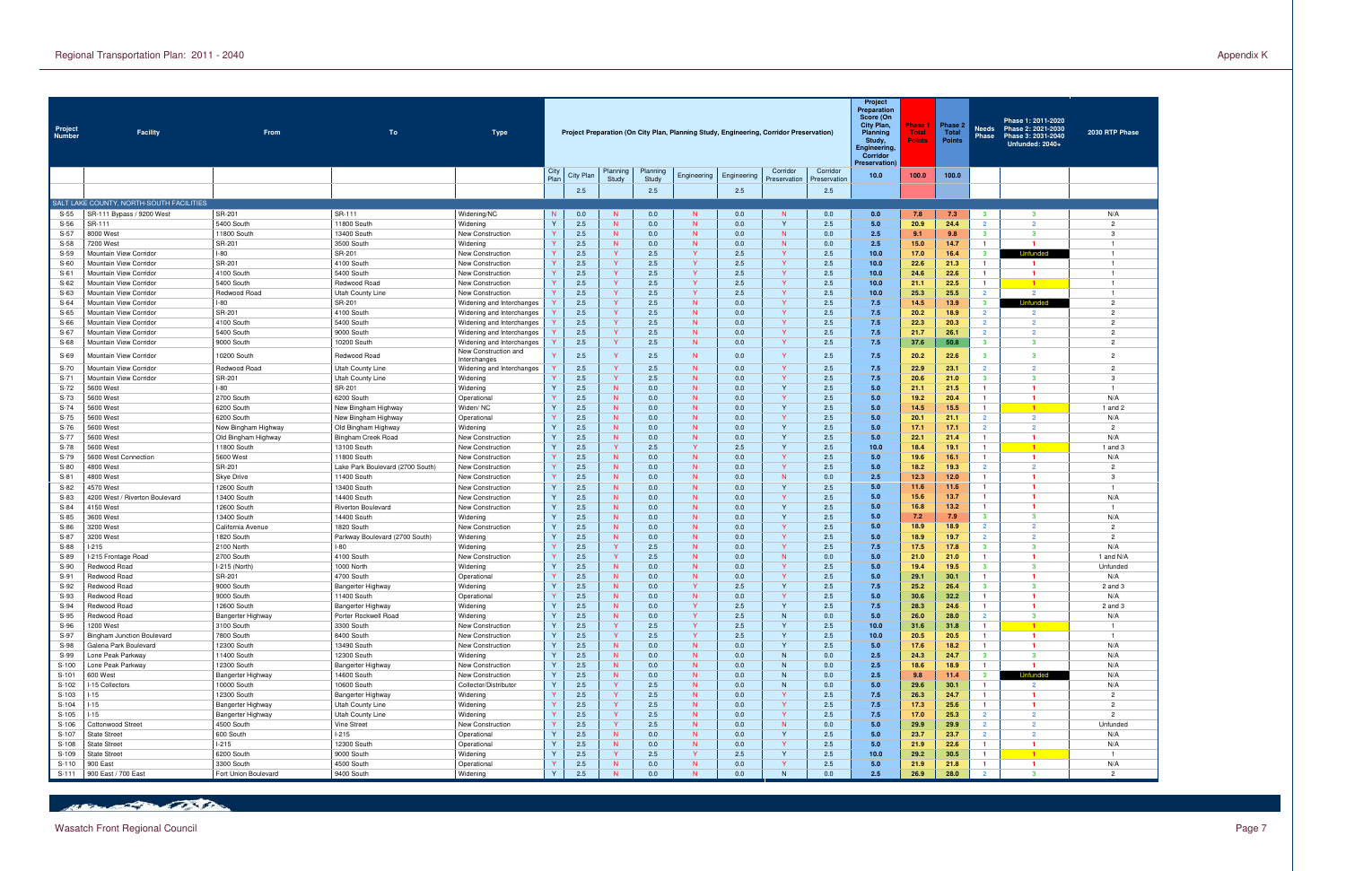| Project Number | Facility | From | To | Type | Project Preparation (On City Plan, Planning Study, Engineering, Corridor Preservation) | | | | | | | | Project Preparation Score (On City Plan, Planning Study, Engineering, Corridor Preservation) | Phase 1 Total Points | Phase 2 Total Points | Needs Phase | Phase 1: 2011-2020 Phase 2: 2021-2030 Phase 3: 2031-2040 Unfunded: 2040+ | 2030 RTP Phase |
|---|---|---|---|---|---|---|---|---|---|---|---|---|---|---|---|---|---|---|
| | | | | | City Plan | City Plan | Planning Study | Planning Study | Engineering | Engineering | Corridor Preservation | Corridor Preservation | 10.0 | 100.0 | 100.0 | | | |
| | | | | | | 2.5 | | 2.5 | | 2.5 | | 2.5 | | | | | | |
| SALT LAKE COUNTY, NORTH-SOUTH FACILITIES | | | | | | | | | | | | | | | | | | |
| S-55 | SR-111 Bypass / 9200 West | SR-201 | SR-111 | Widening/NC | N | 0.0 | N | 0.0 | N | 0.0 | N | 0.0 | 0.0 | 7.8 | 7.3 | 3 | 3 | N/A |
| S-56 | SR-111 | 5400 South | 11800 South | Widening | Y | 2.5 | N | 0.0 | N | 0.0 | Y | 2.5 | 5.0 | 20.9 | 24.4 | 2 | 2 | 2 |
| S-57 | 8000 West | 11800 South | 13400 South | New Construction | Y | 2.5 | N | 0.0 | N | 0.0 | N | 0.0 | 2.5 | 9.1 | 9.8 | 3 | 3 | 3 |
| S-58 | 7200 West | SR-201 | 3500 South | Widening | Y | 2.5 | N | 0.0 | N | 0.0 | N | 0.0 | 2.5 | 15.0 | 14.7 | 1 | 1 | 1 |
| S-59 | Mountain View Corridor | I-80 | SR-201 | New Construction | Y | 2.5 | Y | 2.5 | Y | 2.5 | Y | 2.5 | 10.0 | 17.0 | 16.4 | 3 | Unfunded | 1 |
| S-60 | Mountain View Corridor | SR-201 | 4100 South | New Construction | Y | 2.5 | Y | 2.5 | Y | 2.5 | Y | 2.5 | 10.0 | 22.6 | 21.3 | 1 | 1 | 1 |
| S-61 | Mountain View Corridor | 4100 South | 5400 South | New Construction | Y | 2.5 | Y | 2.5 | Y | 2.5 | Y | 2.5 | 10.0 | 24.6 | 22.6 | 1 | 1 | 1 |
| S-62 | Mountain View Corridor | 5400 South | Redwood Road | New Construction | Y | 2.5 | Y | 2.5 | Y | 2.5 | Y | 2.5 | 10.0 | 21.1 | 22.5 | 1 | 1 | 1 |
| S-63 | Mountain View Corridor | Redwood Road | Utah County Line | New Construction | Y | 2.5 | Y | 2.5 | Y | 2.5 | Y | 2.5 | 10.0 | 25.3 | 25.5 | 2 | 2 | 1 |
| S-64 | Mountain View Corridor | I-80 | SR-201 | Widening and Interchanges | Y | 2.5 | Y | 2.5 | N | 0.0 | Y | 2.5 | 7.5 | 14.5 | 13.9 | 3 | Unfunded | 2 |
| S-65 | Mountain View Corridor | SR-201 | 4100 South | Widening and Interchanges | Y | 2.5 | Y | 2.5 | N | 0.0 | Y | 2.5 | 7.5 | 20.2 | 18.9 | 2 | 2 | 2 |
| S-66 | Mountain View Corridor | 4100 South | 5400 South | Widening and Interchanges | Y | 2.5 | Y | 2.5 | N | 0.0 | Y | 2.5 | 7.5 | 22.3 | 20.3 | 2 | 2 | 2 |
| S-67 | Mountain View Corridor | 5400 South | 9000 South | Widening and Interchanges | Y | 2.5 | Y | 2.5 | N | 0.0 | Y | 2.5 | 7.5 | 21.7 | 26.1 | 2 | 2 | 2 |
| S-68 | Mountain View Corridor | 9000 South | 10200 South | Widening and Interchanges | Y | 2.5 | Y | 2.5 | N | 0.0 | Y | 2.5 | 7.5 | 37.6 | 50.8 | 3 | 3 | 2 |
| S-69 | Mountain View Corridor | 10200 South | Redwood Road | New Construction and Interchanges | Y | 2.5 | Y | 2.5 | N | 0.0 | Y | 2.5 | 7.5 | 20.2 | 22.6 | 3 | 3 | 2 |
| S-70 | Mountain View Corridor | Redwood Road | Utah County Line | Widening and Interchanges | Y | 2.5 | Y | 2.5 | N | 0.0 | Y | 2.5 | 7.5 | 22.9 | 23.1 | 2 | 2 | 2 |
| S-71 | Mountain View Corridor | SR-201 | Utah County Line | Widening | Y | 2.5 | Y | 2.5 | N | 0.0 | Y | 2.5 | 7.5 | 20.6 | 21.0 | 3 | 3 | 3 |
| S-72 | 5600 West | I-80 | SR-201 | Widening | Y | 2.5 | N | 0.0 | N | 0.0 | Y | 2.5 | 5.0 | 21.1 | 21.5 | 1 | 1 | 1 |
| S-73 | 5600 West | 2700 South | 6200 South | Operational | Y | 2.5 | N | 0.0 | N | 0.0 | Y | 2.5 | 5.0 | 19.2 | 20.4 | 1 | 1 | N/A |
| S-74 | 5600 West | 6200 South | New Bingham Highway | Widen/ NC | Y | 2.5 | N | 0.0 | N | 0.0 | Y | 2.5 | 5.0 | 14.5 | 15.5 | 1 | 1 | 1 and 2 |
| S-75 | 5600 West | 6200 South | New Bingham Highway | Operational | Y | 2.5 | N | 0.0 | N | 0.0 | Y | 2.5 | 5.0 | 20.1 | 21.1 | 2 | 2 | N/A |
| S-76 | 5600 West | New Bingham Highway | Old Bingham Highway | Widening | Y | 2.5 | N | 0.0 | N | 0.0 | Y | 2.5 | 5.0 | 17.1 | 17.1 | 2 | 2 | 2 |
| S-77 | 5600 West | Old Bingham Highway | Bingham Creek Road | New Construction | Y | 2.5 | N | 0.0 | N | 0.0 | Y | 2.5 | 5.0 | 22.1 | 21.4 | 1 | 1 | N/A |
| S-78 | 5600 West | 11800 South | 13100 South | New Construction | Y | 2.5 | Y | 2.5 | Y | 2.5 | Y | 2.5 | 10.0 | 18.4 | 19.1 | 1 | 1 | 1 and 3 |
| S-79 | 5600 West Connection | 5600 West | 11800 South | New Construction | Y | 2.5 | N | 0.0 | N | 0.0 | Y | 2.5 | 5.0 | 19.6 | 16.1 | 1 | 1 | N/A |
| S-80 | 4800 West | SR-201 | Lake Park Boulevard (2700 South) | New Construction | Y | 2.5 | N | 0.0 | N | 0.0 | Y | 2.5 | 5.0 | 18.2 | 19.3 | 2 | 2 | 2 |
| S-81 | 4800 West | Skye Drive | 11400 South | New Construction | Y | 2.5 | N | 0.0 | N | 0.0 | N | 0.0 | 2.5 | 12.3 | 12.0 | 1 | 1 | 3 |
| S-82 | 4570 West | 12600 South | 13400 South | New Construction | Y | 2.5 | N | 0.0 | N | 0.0 | Y | 2.5 | 5.0 | 11.6 | 11.6 | 1 | 1 | 1 |
| S-83 | 4200 West / Riverton Boulevard | 13400 South | 14400 South | New Construction | Y | 2.5 | N | 0.0 | N | 0.0 | Y | 2.5 | 5.0 | 15.6 | 13.7 | 1 | 1 | N/A |
| S-84 | 4150 West | 12600 South | Riverton Boulevard | New Construction | Y | 2.5 | N | 0.0 | N | 0.0 | Y | 2.5 | 5.0 | 16.8 | 13.2 | 1 | 1 | 1 |
| S-85 | 3600 West | 13400 South | 14400 South | Widening | Y | 2.5 | N | 0.0 | N | 0.0 | Y | 2.5 | 5.0 | 7.2 | 7.9 | 3 | 3 | N/A |
| S-86 | 3200 West | California Avenue | 1820 South | New Construction | Y | 2.5 | N | 0.0 | N | 0.0 | Y | 2.5 | 5.0 | 18.9 | 18.9 | 2 | 2 | 2 |
| S-87 | 3200 West | 1820 South | Parkway Boulevard (2700 South) | Widening | Y | 2.5 | N | 0.0 | N | 0.0 | Y | 2.5 | 5.0 | 18.9 | 19.7 | 2 | 2 | 2 |
| S-88 | I-215 | 2100 North | I-80 | Widening | Y | 2.5 | Y | 2.5 | N | 0.0 | Y | 2.5 | 7.5 | 17.5 | 17.8 | 3 | 3 | N/A |
| S-89 | I-215 Frontage Road | 2700 South | 4100 South | New Construction | Y | 2.5 | Y | 2.5 | N | 0.0 | N | 0.0 | 5.0 | 21.0 | 21.0 | 1 | 1 | 1 and N/A |
| S-90 | Redwood Road | I-215 (North) | 1000 North | Widening | Y | 2.5 | N | 0.0 | N | 0.0 | Y | 2.5 | 5.0 | 19.4 | 19.5 | 3 | 3 | Unfunded |
| S-91 | Redwood Road | SR-201 | 4700 South | Operational | Y | 2.5 | N | 0.0 | N | 0.0 | Y | 2.5 | 5.0 | 29.1 | 30.1 | 1 | 1 | N/A |
| S-92 | Redwood Road | 9000 South | Bangerter Highway | Widening | Y | 2.5 | N | 0.0 | Y | 2.5 | Y | 2.5 | 7.5 | 25.2 | 26.4 | 3 | 3 | 2 and 3 |
| S-93 | Redwood Road | 9000 South | 11400 South | Operational | Y | 2.5 | N | 0.0 | N | 0.0 | Y | 2.5 | 5.0 | 30.6 | 32.2 | 1 | 1 | N/A |
| S-94 | Redwood Road | 12600 South | Bangerter Highway | Widening | Y | 2.5 | N | 0.0 | Y | 2.5 | Y | 2.5 | 7.5 | 28.3 | 24.6 | 1 | 1 | 2 and 3 |
| S-95 | Redwood Road | Bangerter Highway | Porter Rockwell Road | Widening | Y | 2.5 | N | 0.0 | Y | 2.5 | N | 0.0 | 5.0 | 26.0 | 28.0 | 2 | 3 | N/A |
| S-96 | 1200 West | 3100 South | 3300 South | New Construction | Y | 2.5 | Y | 2.5 | Y | 2.5 | Y | 2.5 | 10.0 | 31.6 | 31.8 | 1 | 1 | 1 |
| S-97 | Bingham Junction Boulevard | 7800 South | 8400 South | New Construction | Y | 2.5 | Y | 2.5 | Y | 2.5 | Y | 2.5 | 10.0 | 20.5 | 20.5 | 1 | 1 | 1 |
| S-98 | Galena Park Boulevard | 12300 South | 13490 South | New Construction | Y | 2.5 | N | 0.0 | N | 0.0 | Y | 2.5 | 5.0 | 17.6 | 18.2 | 1 | 1 | N/A |
| S-99 | Lone Peak Parkway | 11400 South | 12300 South | Widening | Y | 2.5 | N | 0.0 | N | 0.0 | N | 0.0 | 2.5 | 24.3 | 24.7 | 3 | 3 | N/A |
| S-100 | Lone Peak Parkway | 12300 South | Bangerter Highway | New Construction | Y | 2.5 | N | 0.0 | N | 0.0 | N | 0.0 | 2.5 | 18.6 | 18.9 | 1 | 1 | N/A |
| S-101 | 600 West | Bangerter Highway | 14600 South | New Construction | Y | 2.5 | N | 0.0 | N | 0.0 | N | 0.0 | 2.5 | 9.8 | 11.4 | 3 | Unfunded | N/A |
| S-102 | I-15 Collectors | 10000 South | 10600 South | Collector/Distributor | Y | 2.5 | Y | 2.5 | N | 0.0 | N | 0.0 | 5.0 | 29.6 | 30.1 | 1 | 2 | N/A |
| S-103 | I-15 | 12300 South | Bangerter Highway | Widening | Y | 2.5 | Y | 2.5 | N | 0.0 | Y | 2.5 | 7.5 | 26.3 | 24.7 | 1 | 1 | 2 |
| S-104 | I-15 | Bangerter Highway | Utah County Line | Widening | Y | 2.5 | Y | 2.5 | N | 0.0 | Y | 2.5 | 7.5 | 17.3 | 25.6 | 1 | 1 | 2 |
| S-105 | I-15 | Bangerter Highway | Utah County Line | Widening | Y | 2.5 | Y | 2.5 | N | 0.0 | Y | 2.5 | 7.5 | 17.0 | 25.3 | 2 | 2 | 2 |
| S-106 | Cottonwood Street | 4500 South | Vine Street | New Construction | Y | 2.5 | Y | 2.5 | N | 0.0 | N | 0.0 | 5.0 | 29.9 | 29.9 | 2 | 2 | Unfunded |
| S-107 | State Street | 600 South | I-215 | Operational | Y | 2.5 | N | 0.0 | N | 0.0 | Y | 2.5 | 5.0 | 23.7 | 23.7 | 2 | 2 | N/A |
| S-108 | State Street | I-215 | 12300 South | Operational | Y | 2.5 | N | 0.0 | N | 0.0 | Y | 2.5 | 5.0 | 21.9 | 22.6 | 1 | 1 | N/A |
| S-109 | State Street | 6200 South | 9000 South | Widening | Y | 2.5 | Y | 2.5 | Y | 2.5 | Y | 2.5 | 10.0 | 29.2 | 30.5 | 1 | 1 | 1 |
| S-110 | 900 East | 3300 South | 4500 South | Operational | Y | 2.5 | N | 0.0 | N | 0.0 | Y | 2.5 | 5.0 | 21.9 | 21.8 | 1 | 1 | N/A |
| S-111 | 900 East / 700 East | Fort Union Boulevard | 9400 South | Widening | Y | 2.5 | N | 0.0 | N | 0.0 | N | 0.0 | 2.5 | 26.9 | 28.0 | 2 | 3 | 2 |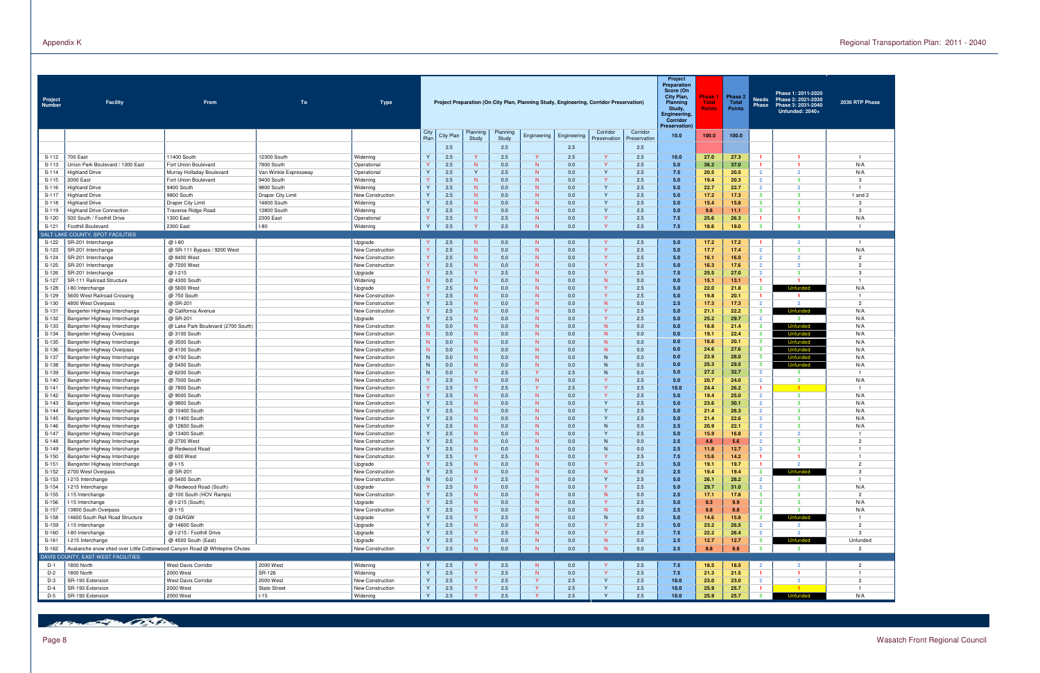| Project Number | Facility | From | To | Type | Project Preparation (On City Plan, Planning Study, Engineering, Corridor Preservation) | | | | | | | | Project Preparation Score (On City Plan, Planning Study, Engineering, Corridor Preservation) | Phase 1 Total Points | Phase 2 Total Points | Needs Phase | Phase 1: 2011-2020 Phase 2: 2021-2030 Phase 3: 2031-2040 Unfunded: 2040+ | 2030 RTP Phase |
|---|---|---|---|---|---|---|---|---|---|---|---|---|---|---|---|---|---|---|
| | | | | | City Plan | City Plan | Planning Study | Planning Study | Engineering | Engineering | Corridor Preservation | Corridor Preservation | 10.0 | 100.0 | 100.0 | | | |
| | | | | | | 2.5 | | 2.5 | | 2.5 | | 2.5 | | | | | | |
| S-112 | 700 East | 11400 South | 12300 South | Widening | Y | 2.5 | Y | 2.5 | Y | 2.5 | Y | 2.5 | 10.0 | 27.0 | 27.3 | 1 | 1 | 1 |
| S-113 | Union Park Boulevard / 1300 East | Fort Union Boulevard | 7800 South | Operational | Y | 2.5 | N | 0.0 | N | 0.0 | Y | 2.5 | 5.0 | 36.2 | 37.0 | 1 | 1 | N/A |
| S-114 | Highland Drive | Murray Holladay Boulevard | Van Winkle Expressway | Operational | Y | 2.5 | Y | 2.5 | N | 0.0 | Y | 2.5 | 7.5 | 20.5 | 20.5 | 2 | 2 | N/A |
| S-115 | 2000 East | Fort Union Boulevard | 9400 South | Widening | Y | 2.5 | N | 0.0 | N | 0.0 | Y | 2.5 | 5.0 | 19.4 | 20.3 | 2 | 3 | 3 |
| S-116 | Highland Drive | 9400 South | 9800 South | Widening | Y | 2.5 | N | 0.0 | N | 0.0 | Y | 2.5 | 5.0 | 22.7 | 22.7 | 2 | 2 | 1 |
| S-117 | Highland Drive | 9800 South | Draper City Limit | New Construction | Y | 2.5 | N | 0.0 | N | 0.0 | Y | 2.5 | 5.0 | 17.2 | 17.3 | 3 | 3 | 1 and 2 |
| S-118 | Highland Drive | Draper City Limit | 14600 South | Widening | Y | 2.5 | N | 0.0 | N | 0.0 | Y | 2.5 | 5.0 | 15.4 | 15.8 | 3 | 3 | 3 |
| S-119 | Highland Drive Connection | Traverse Ridge Road | 13800 South | Widening | Y | 2.5 | N | 0.0 | N | 0.0 | Y | 2.5 | 5.0 | 9.8 | 11.1 | 3 | 3 | 3 |
| S-120 | 500 South / Foothill Drive | 1300 East | 2300 East | Operational | Y | 2.5 | Y | 2.5 | N | 0.0 | Y | 2.5 | 7.5 | 25.6 | 26.3 | 1 | 1 | N/A |
| S-121 | Foothill Boulevard | 2300 East | I-80 | Widening | Y | 2.5 | Y | 2.5 | N | 0.0 | Y | 2.5 | 7.5 | 18.6 | 19.0 | 3 | 3 | 1 |
| SALT LAKE COUNTY, SPOT FACILITIES | | | | | | | | | | | | | | | | | | |
| S-122 | SR-201 Interchange | @ I-80 | | Upgrade | Y | 2.5 | N | 0.0 | N | 0.0 | Y | 2.5 | 5.0 | 17.2 | 17.2 | 1 | 2 | 1 |
| S-123 | SR-201 Interchange | @ SR-111 Bypass / 9200 West | | New Construction | Y | 2.5 | N | 0.0 | N | 0.0 | Y | 2.5 | 5.0 | 17.7 | 17.4 | 2 | 3 | N/A |
| S-124 | SR-201 Interchange | @ 8400 West | | New Construction | Y | 2.5 | N | 0.0 | N | 0.0 | Y | 2.5 | 5.0 | 16.1 | 16.0 | 2 | 2 | 2 |
| S-125 | SR-201 Interchange | @ 7200 West | | New Construction | Y | 2.5 | N | 0.0 | N | 0.0 | Y | 2.5 | 5.0 | 16.3 | 17.6 | 2 | 2 | 2 |
| S-126 | SR-201 Interchange | @ I-215 | | Upgrade | Y | 2.5 | Y | 2.5 | N | 0.0 | Y | 2.5 | 7.5 | 25.5 | 27.0 | 2 | 3 | 3 |
| S-127 | SR-111 Railroad Structure | @ 4300 South | | Widening | N | 0.0 | N | 0.0 | N | 0.0 | N | 0.0 | 0.0 | 15.1 | 13.1 | 1 | 1 | 1 |
| S-128 | I-80 Interchange | @ 5600 West | | Upgrade | Y | 2.5 | N | 0.0 | N | 0.0 | Y | 2.5 | 5.0 | 22.0 | 21.8 | 3 | Unfunded | N/A |
| S-129 | 5600 West Railroad Crossing | @ 750 South | | New Construction | Y | 2.5 | N | 0.0 | N | 0.0 | Y | 2.5 | 5.0 | 19.8 | 20.1 | 1 | 1 | 1 |
| S-130 | 4800 West Overpass | @ SR-201 | | New Construction | Y | 2.5 | N | 0.0 | N | 0.0 | N | 0.0 | 2.5 | 17.3 | 17.3 | 2 | 2 | 2 |
| S-131 | Bangerter Highway Interchange | @ California Avenue | | New Construction | Y | 2.5 | N | 0.0 | N | 0.0 | Y | 2.5 | 5.0 | 21.1 | 22.2 | 3 | Unfunded | N/A |
| S-132 | Bangerter Highway Interchange | @ SR-201 | | Upgrade | Y | 2.5 | N | 0.0 | N | 0.0 | Y | 2.5 | 5.0 | 25.2 | 29.7 | 2 | 3 | N/A |
| S-133 | Bangerter Highway Interchange | @ Lake Park Boulevard (2700 South) | | New Construction | N | 0.0 | N | 0.0 | N | 0.0 | N | 0.0 | 0.0 | 18.8 | 21.4 | 3 | Unfunded | N/A |
| S-134 | Bangerter Highway Overpass | @ 3100 South | | New Construction | N | 0.0 | N | 0.0 | N | 0.0 | N | 0.0 | 0.0 | 19.1 | 22.4 | 3 | Unfunded | N/A |
| S-135 | Bangerter Highway Interchange | @ 3500 South | | New Construction | N | 0.0 | N | 0.0 | N | 0.0 | N | 0.0 | 0.0 | 16.6 | 20.1 | 3 | Unfunded | N/A |
| S-136 | Bangerter Highway Overpass | @ 4100 South | | New Construction | N | 0.0 | N | 0.0 | N | 0.0 | N | 0.0 | 0.0 | 24.6 | 27.6 | 3 | Unfunded | N/A |
| S-137 | Bangerter Highway Interchange | @ 4700 South | | New Construction | N | 0.0 | N | 0.0 | N | 0.0 | N | 0.0 | 0.0 | 23.9 | 28.0 | 3 | Unfunded | N/A |
| S-138 | Bangerter Highway Interchange | @ 5400 South | | New Construction | N | 0.0 | N | 0.0 | N | 0.0 | N | 0.0 | 0.0 | 25.3 | 29.5 | 3 | Unfunded | N/A |
| S-139 | Bangerter Highway Interchange | @ 6200 South | | New Construction | N | 0.0 | Y | 2.5 | Y | 2.5 | N | 0.0 | 5.0 | 27.2 | 32.7 | 2 | 3 | 1 |
| S-140 | Bangerter Highway Interchange | @ 7000 South | | New Construction | Y | 2.5 | N | 0.0 | N | 0.0 | Y | 2.5 | 5.0 | 20.7 | 24.0 | 2 | 3 | N/A |
| S-141 | Bangerter Highway Interchange | @ 7800 South | | New Construction | Y | 2.5 | Y | 2.5 | Y | 2.5 | Y | 2.5 | 10.0 | 24.4 | 26.2 | 1 | 1 | 1 |
| S-142 | Bangerter Highway Interchange | @ 9000 South | | New Construction | Y | 2.5 | N | 0.0 | N | 0.0 | Y | 2.5 | 5.0 | 19.4 | 25.0 | 2 | 3 | N/A |
| S-143 | Bangerter Highway Interchange | @ 9800 South | | New Construction | Y | 2.5 | N | 0.0 | N | 0.0 | Y | 2.5 | 5.0 | 23.6 | 30.1 | 2 | 3 | N/A |
| S-144 | Bangerter Highway Interchange | @ 10400 South | | New Construction | Y | 2.5 | N | 0.0 | N | 0.0 | Y | 2.5 | 5.0 | 21.4 | 26.3 | 2 | 3 | N/A |
| S-145 | Bangerter Highway Interchange | @ 11400 South | | New Construction | Y | 2.5 | N | 0.0 | N | 0.0 | Y | 2.5 | 5.0 | 21.4 | 22.6 | 2 | 3 | N/A |
| S-146 | Bangerter Highway Interchange | @ 12600 South | | New Construction | Y | 2.5 | N | 0.0 | N | 0.0 | N | 0.0 | 2.5 | 20.9 | 22.1 | 2 | 3 | N/A |
| S-147 | Bangerter Highway Interchange | @ 13400 South | | New Construction | Y | 2.5 | N | 0.0 | N | 0.0 | Y | 2.5 | 5.0 | 15.9 | 16.8 | 2 | 2 | 1 |
| S-148 | Bangerter Highway Interchange | @ 2700 West | | New Construction | Y | 2.5 | N | 0.0 | N | 0.0 | N | 0.0 | 2.5 | 4.8 | 5.6 | 2 | 3 | 2 |
| S-149 | Bangerter Highway Interchange | @ Redwood Road | | New Construction | Y | 2.5 | N | 0.0 | N | 0.0 | N | 0.0 | 2.5 | 11.8 | 12.7 | 2 | 3 | 1 |
| S-150 | Bangerter Highway Interchange | @ 600 West | | New Construction | Y | 2.5 | Y | 2.5 | N | 0.0 | Y | 2.5 | 7.5 | 13.6 | 14.2 | 1 | 1 | 1 |
| S-151 | Bangerter Highway Interchange | @ I-15 | | Upgrade | Y | 2.5 | N | 0.0 | N | 0.0 | Y | 2.5 | 5.0 | 19.1 | 19.7 | 1 | 2 | 2 |
| S-152 | 2700 West Overpass | @ SR-201 | | New Construction | Y | 2.5 | N | 0.0 | N | 0.0 | N | 0.0 | 2.5 | 19.4 | 19.4 | 3 | Unfunded | 3 |
| S-153 | I-215 Interchange | @ 5400 South | | New Construction | N | 0.0 | Y | 2.5 | N | 0.0 | Y | 2.5 | 5.0 | 26.1 | 28.2 | 2 | 3 | 1 |
| S-154 | I-215 Interchange | @ Redwood Road (South) | | Upgrade | Y | 2.5 | N | 0.0 | N | 0.0 | Y | 2.5 | 5.0 | 29.7 | 31.0 | 2 | 3 | N/A |
| S-155 | I-15 Interchange | @ 100 South (HOV Ramps) | | New Construction | Y | 2.5 | N | 0.0 | N | 0.0 | N | 0.0 | 2.5 | 17.1 | 17.8 | 3 | 3 | 2 |
| S-156 | I-15 Interchange | @ I-215 (South) | | Upgrade | Y | 2.5 | N | 0.0 | N | 0.0 | Y | 2.5 | 5.0 | 8.3 | 9.9 | 3 | 3 | N/A |
| S-157 | 13800 South Overpass | @ I-15 | | New Construction | Y | 2.5 | N | 0.0 | N | 0.0 | N | 0.0 | 2.5 | 8.8 | 8.8 | 3 | 3 | N/A |
| S-158 | 14600 South Rail Road Structure | @ D&RGW | | Upgrade | Y | 2.5 | Y | 2.5 | N | 0.0 | N | 0.0 | 5.0 | 14.6 | 15.8 | 3 | Unfunded | 1 |
| S-159 | I-15 Interchange | @ 14600 South | | Upgrade | Y | 2.5 | N | 0.0 | N | 0.0 | Y | 2.5 | 5.0 | 23.2 | 26.5 | 2 | 2 | 2 |
| S-160 | I-80 Interchange | @ I-215 / Foothill Drive | | Upgrade | Y | 2.5 | Y | 2.5 | N | 0.0 | Y | 2.5 | 7.5 | 22.2 | 26.4 | 2 | 2 | 3 |
| S-161 | I-215 Interchange | @ 4500 South (East) | | Upgrade | Y | 2.5 | N | 0.0 | N | 0.0 | N | 0.0 | 2.5 | 12.7 | 12.7 | 3 | Unfunded | Unfunded |
| S-162 | Avalanche snow shed over Little Cottonwood Canyon Road @ Whitepine Chutes | | | New Construction | Y | 2.5 | N | 0.0 | N | 0.0 | N | 0.0 | 2.5 | 8.8 | 8.8 | 3 | 3 | 2 |
| DAVIS COUNTY, EAST-WEST FACILITIES | | | | | | | | | | | | | | | | | | |
| D-1 | 1800 North | West Davis Corridor | 2000 West | Widening | Y | 2.5 | Y | 2.5 | N | 0.0 | Y | 2.5 | 7.5 | 18.5 | 18.5 | 2 | 2 | 2 |
| D-2 | 1800 North | 2000 West | SR-126 | Widening | Y | 2.5 | Y | 2.5 | N | 0.0 | Y | 2.5 | 7.5 | 21.3 | 21.5 | 1 | 1 | 1 |
| D-3 | SR-193 Extension | West Davis Corridor | 2000 West | New Construction | Y | 2.5 | Y | 2.5 | Y | 2.5 | Y | 2.5 | 10.0 | 23.0 | 23.0 | 2 | 2 | 2 |
| D-4 | SR-193 Extension | 2000 West | State Street | New Construction | Y | 2.5 | Y | 2.5 | Y | 2.5 | Y | 2.5 | 10.0 | 25.9 | 25.7 | 1 | 1 | 1 |
| D-5 | SR-193 Extension | 2000 West | I-15 | Widening | Y | 2.5 | Y | 2.5 | Y | 2.5 | Y | 2.5 | 10.0 | 25.9 | 25.7 | 3 | Unfunded | N/A |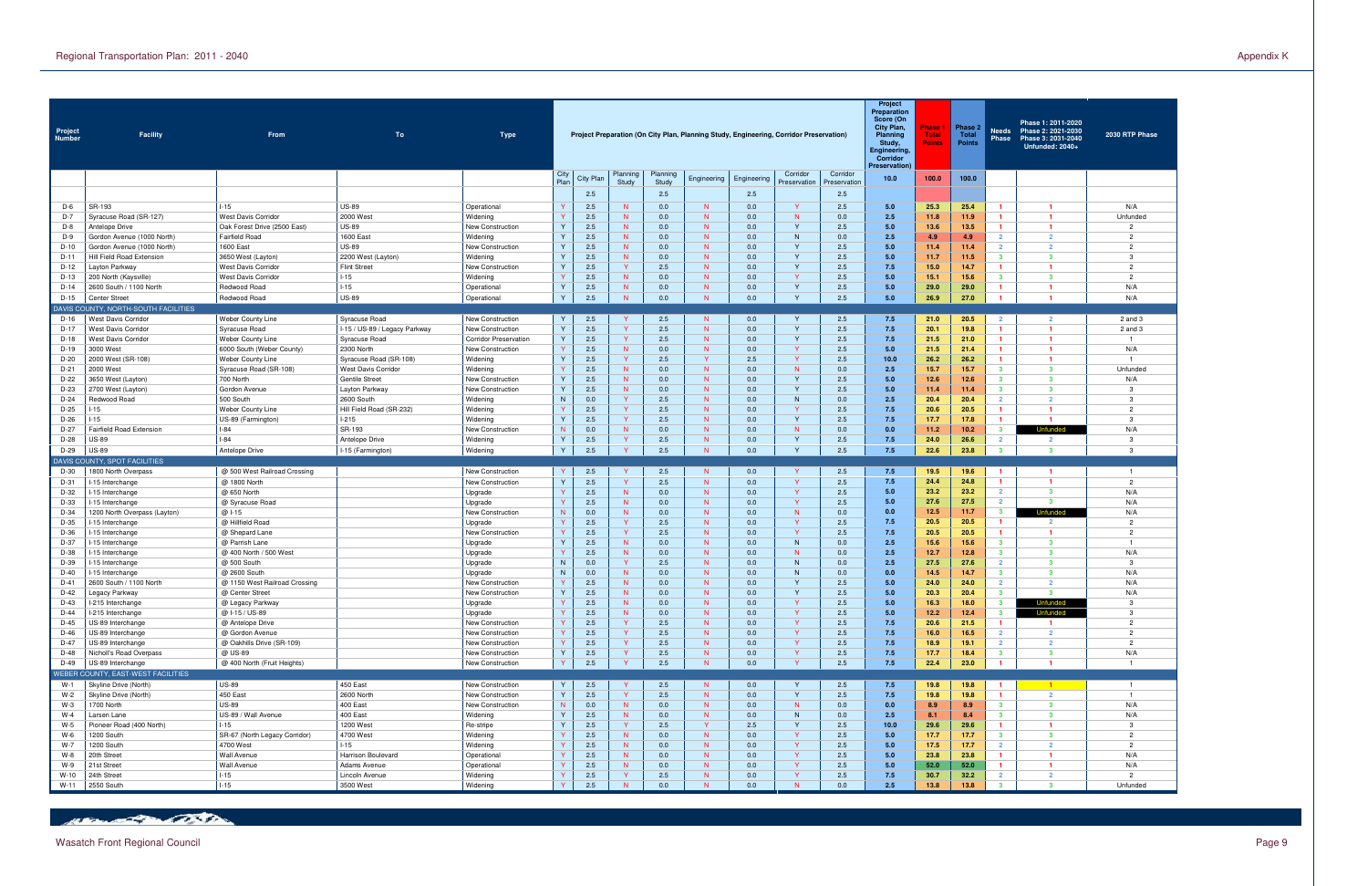| Project Number | Facility | From | To | Type | Project Preparation (On City Plan, Planning Study, Engineering, Corridor Preservation) | | | | | | | | Project Preparation Score (On City Plan, Planning Study, Engineering, Corridor Preservation) | Phase 1 Total Points | Phase 2 Total Points | Needs Phase | Phase 1: 2011-2020 Phase 2: 2021-2030 Phase 3: 2031-2040 Unfunded: 2040+ | 2030 RTP Phase |
|---|---|---|---|---|---|---|---|---|---|---|---|---|---|---|---|---|---|---|
| | | | | | City Plan | City Plan | Planning Study | Planning Study | Engineering | Engineering | Corridor Preservation | Corridor Preservation | 10.0 | 100.0 | 100.0 | | | |
| | | | | | | 2.5 | | 2.5 | | 2.5 | | 2.5 | | | | | | |
| D-6 | SR-193 | I-15 | US-89 | Operational | Y | 2.5 | N | 0.0 | N | 0.0 | Y | 2.5 | 5.0 | 25.3 | 25.4 | 1 | 1 | N/A |
| D-7 | Syracuse Road (SR-127) | West Davis Corridor | 2000 West | Widening | Y | 2.5 | N | 0.0 | N | 0.0 | N | 0.0 | 2.5 | 11.8 | 11.9 | 1 | 1 | Unfunded |
| D-8 | Antelope Drive | Oak Forest Drive (2500 East) | US-89 | New Construction | Y | 2.5 | N | 0.0 | N | 0.0 | Y | 2.5 | 5.0 | 13.6 | 13.5 | 1 | 1 | 2 |
| D-9 | Gordon Avenue (1000 North) | Fairfield Road | 1600 East | Widening | Y | 2.5 | N | 0.0 | N | 0.0 | N | 0.0 | 2.5 | 4.9 | 4.9 | 2 | 2 | 2 |
| D-10 | Gordon Avenue (1000 North) | 1600 East | US-89 | New Construction | Y | 2.5 | N | 0.0 | N | 0.0 | Y | 2.5 | 5.0 | 11.4 | 11.4 | 2 | 2 | 2 |
| D-11 | Hill Field Road Extension | 3650 West (Layton) | 2200 West (Layton) | Widening | Y | 2.5 | N | 0.0 | N | 0.0 | Y | 2.5 | 5.0 | 11.7 | 11.5 | 3 | 3 | 3 |
| D-12 | Layton Parkway | West Davis Corridor | Flint Street | New Construction | Y | 2.5 | Y | 2.5 | N | 0.0 | Y | 2.5 | 7.5 | 15.0 | 14.7 | 1 | 1 | 2 |
| D-13 | 200 North (Kaysville) | West Davis Corridor | I-15 | Widening | Y | 2.5 | N | 0.0 | N | 0.0 | Y | 2.5 | 5.0 | 15.1 | 15.6 | 3 | 3 | 2 |
| D-14 | 2600 South / 1100 North | Redwood Road | I-15 | Operational | Y | 2.5 | N | 0.0 | N | 0.0 | Y | 2.5 | 5.0 | 29.0 | 29.0 | 1 | 1 | N/A |
| D-15 | Center Street | Redwood Road | US-89 | Operational | Y | 2.5 | N | 0.0 | N | 0.0 | Y | 2.5 | 5.0 | 26.9 | 27.0 | 1 | 1 | N/A |
| DAVIS COUNTY, NORTH-SOUTH FACILITIES | | | | | | | | | | | | | | | | | | |
| D-16 | West Davis Corridor | Weber County Line | Syracuse Road | New Construction | Y | 2.5 | Y | 2.5 | N | 0.0 | Y | 2.5 | 7.5 | 21.0 | 20.5 | 2 | 2 | 2 and 3 |
| D-17 | West Davis Corridor | Syracuse Road | I-15 / US-89 / Legacy Parkway | New Construction | Y | 2.5 | Y | 2.5 | N | 0.0 | Y | 2.5 | 7.5 | 20.1 | 19.8 | 1 | 1 | 2 and 3 |
| D-18 | West Davis Corridor | Weber County Line | Syracuse Road | Corridor Preservation | Y | 2.5 | Y | 2.5 | N | 0.0 | Y | 2.5 | 7.5 | 21.5 | 21.0 | 1 | 1 | 1 |
| D-19 | 3000 West | 6000 South (Weber County) | 2300 North | New Construction | Y | 2.5 | N | 0.0 | N | 0.0 | Y | 2.5 | 5.0 | 21.5 | 21.4 | 1 | 1 | N/A |
| D-20 | 2000 West (SR-108) | Weber County Line | Syracuse Road (SR-108) | Widening | Y | 2.5 | Y | 2.5 | Y | 2.5 | Y | 2.5 | 10.0 | 26.2 | 26.2 | 1 | 1 | 1 |
| D-21 | 2000 West | Syracuse Road (SR-108) | West Davis Corridor | Widening | Y | 2.5 | N | 0.0 | N | 0.0 | N | 0.0 | 2.5 | 15.7 | 15.7 | 3 | 3 | Unfunded |
| D-22 | 3650 West (Layton) | 700 North | Gentile Street | New Construction | Y | 2.5 | N | 0.0 | N | 0.0 | Y | 2.5 | 5.0 | 12.6 | 12.6 | 3 | 3 | N/A |
| D-23 | 2700 West (Layton) | Gordon Avenue | Layton Parkway | New Construction | Y | 2.5 | N | 0.0 | N | 0.0 | Y | 2.5 | 5.0 | 11.4 | 11.4 | 3 | 3 | 3 |
| D-24 | Redwood Road | 500 South | 2600 South | Widening | N | 0.0 | Y | 2.5 | N | 0.0 | N | 0.0 | 2.5 | 20.4 | 20.4 | 2 | 2 | 3 |
| D-25 | I-15 | Weber County Line | Hill Field Road (SR-232) | Widening | Y | 2.5 | Y | 2.5 | N | 0.0 | Y | 2.5 | 7.5 | 20.6 | 20.5 | 1 | 1 | 2 |
| D-26 | I-15 | US-89 (Farmington) | I-215 | Widening | Y | 2.5 | Y | 2.5 | N | 0.0 | Y | 2.5 | 7.5 | 17.7 | 17.8 | 1 | 1 | 3 |
| D-27 | Fairfield Road Extension | I-84 | SR-193 | New Construction | N | 0.0 | N | 0.0 | N | 0.0 | N | 0.0 | 0.0 | 11.2 | 10.2 | 3 | Unfunded | N/A |
| D-28 | US-89 | I-84 | Antelope Drive | Widening | Y | 2.5 | Y | 2.5 | N | 0.0 | Y | 2.5 | 7.5 | 24.0 | 26.6 | 2 | 2 | 3 |
| D-29 | US-89 | Antelope Drive | I-15 (Farmington) | Widening | Y | 2.5 | Y | 2.5 | N | 0.0 | Y | 2.5 | 7.5 | 22.6 | 23.8 | 3 | 3 | 3 |
| DAVIS COUNTY, SPOT FACILITIES | | | | | | | | | | | | | | | | | | |
| D-30 | 1800 North Overpass | @ 500 West Railroad Crossing | | New Construction | Y | 2.5 | Y | 2.5 | N | 0.0 | Y | 2.5 | 7.5 | 19.5 | 19.6 | 1 | 1 | 1 |
| D-31 | I-15 Interchange | @ 1800 North | | New Construction | Y | 2.5 | Y | 2.5 | N | 0.0 | Y | 2.5 | 7.5 | 24.4 | 24.8 | 1 | 1 | 2 |
| D-32 | I-15 Interchange | @ 650 North | | Upgrade | Y | 2.5 | N | 0.0 | N | 0.0 | Y | 2.5 | 5.0 | 23.2 | 23.2 | 2 | 3 | N/A |
| D-33 | I-15 Interchange | @ Syracuse Road | | Upgrade | Y | 2.5 | N | 0.0 | N | 0.0 | Y | 2.5 | 5.0 | 27.6 | 27.5 | 2 | 3 | N/A |
| D-34 | 1200 North Overpass (Layton) | @ I-15 | | New Construction | N | 0.0 | N | 0.0 | N | 0.0 | N | 0.0 | 0.0 | 12.5 | 11.7 | 3 | Unfunded | N/A |
| D-35 | I-15 Interchange | @ Hillfield Road | | Upgrade | Y | 2.5 | Y | 2.5 | N | 0.0 | Y | 2.5 | 7.5 | 20.5 | 20.5 | 1 | 2 | 2 |
| D-36 | I-15 Interchange | @ Shepard Lane | | New Construction | Y | 2.5 | Y | 2.5 | N | 0.0 | Y | 2.5 | 7.5 | 20.5 | 20.5 | 1 | 1 | 2 |
| D-37 | I-15 Interchange | @ Parrish Lane | | Upgrade | Y | 2.5 | N | 0.0 | N | 0.0 | N | 0.0 | 2.5 | 15.6 | 15.6 | 3 | 3 | 1 |
| D-38 | I-15 Interchange | @ 400 North / 500 West | | Upgrade | Y | 2.5 | N | 0.0 | N | 0.0 | N | 0.0 | 2.5 | 12.7 | 12.8 | 3 | 3 | N/A |
| D-39 | I-15 Interchange | @ 500 South | | Upgrade | N | 0.0 | Y | 2.5 | N | 0.0 | N | 0.0 | 2.5 | 27.5 | 27.6 | 2 | 3 | 3 |
| D-40 | I-15 Interchange | @ 2600 South | | Upgrade | N | 0.0 | N | 0.0 | N | 0.0 | N | 0.0 | 0.0 | 14.5 | 14.7 | 3 | 3 | N/A |
| D-41 | 2600 South / 1100 North | @ 1150 West Railroad Crossing | | New Construction | Y | 2.5 | N | 0.0 | N | 0.0 | Y | 2.5 | 5.0 | 24.0 | 24.0 | 2 | 2 | N/A |
| D-42 | Legacy Parkway | @ Center Street | | New Construction | Y | 2.5 | N | 0.0 | N | 0.0 | Y | 2.5 | 5.0 | 20.3 | 20.4 | 3 | 3 | N/A |
| D-43 | I-215 Interchange | @ Legacy Parkway | | Upgrade | Y | 2.5 | N | 0.0 | N | 0.0 | Y | 2.5 | 5.0 | 16.3 | 18.0 | 3 | Unfunded | 3 |
| D-44 | I-215 Interchange | @ I-15 / US-89 | | Upgrade | Y | 2.5 | N | 0.0 | N | 0.0 | Y | 2.5 | 5.0 | 12.2 | 12.4 | 3 | Unfunded | 3 |
| D-45 | US-89 Interchange | @ Antelope Drive | | New Construction | Y | 2.5 | Y | 2.5 | N | 0.0 | Y | 2.5 | 7.5 | 20.6 | 21.5 | 1 | 1 | 2 |
| D-46 | US-89 Interchange | @ Gordon Avenue | | New Construction | Y | 2.5 | Y | 2.5 | N | 0.0 | Y | 2.5 | 7.5 | 16.0 | 16.5 | 2 | 2 | 2 |
| D-47 | US-89 Interchange | @ Oakhills Drive (SR-109) | | New Construction | Y | 2.5 | Y | 2.5 | N | 0.0 | Y | 2.5 | 7.5 | 18.9 | 19.1 | 2 | 2 | 2 |
| D-48 | Nicholl's Road Overpass | @ US-89 | | New Construction | Y | 2.5 | Y | 2.5 | N | 0.0 | Y | 2.5 | 7.5 | 17.7 | 18.4 | 3 | 3 | N/A |
| D-49 | US-89 Interchange | @ 400 North (Fruit Heights) | | New Construction | Y | 2.5 | Y | 2.5 | N | 0.0 | Y | 2.5 | 7.5 | 22.4 | 23.0 | 1 | 1 | 1 |
| WEBER COUNTY, EAST-WEST FACILITIES | | | | | | | | | | | | | | | | | | |
| W-1 | Skyline Drive (North) | US-89 | 450 East | New Construction | Y | 2.5 | Y | 2.5 | N | 0.0 | Y | 2.5 | 7.5 | 19.8 | 19.8 | 1 | 1 | 1 |
| W-2 | Skyline Drive (North) | 450 East | 2600 North | New Construction | Y | 2.5 | Y | 2.5 | N | 0.0 | Y | 2.5 | 7.5 | 19.8 | 19.8 | 1 | 2 | 1 |
| W-3 | 1700 North | US-89 | 400 East | New Construction | N | 0.0 | N | 0.0 | N | 0.0 | N | 0.0 | 0.0 | 8.9 | 8.9 | 3 | 3 | N/A |
| W-4 | Larsen Lane | US-89 / Wall Avenue | 400 East | Widening | Y | 2.5 | N | 0.0 | N | 0.0 | N | 0.0 | 2.5 | 8.1 | 8.4 | 3 | 3 | N/A |
| W-5 | Pioneer Road (400 North) | I-15 | 1200 West | Re-stripe | Y | 2.5 | Y | 2.5 | Y | 2.5 | Y | 2.5 | 10.0 | 29.6 | 29.6 | 1 | 1 | 3 |
| W-6 | 1200 South | SR-67 (North Legacy Corridor) | 4700 West | Widening | Y | 2.5 | N | 0.0 | N | 0.0 | Y | 2.5 | 5.0 | 17.7 | 17.7 | 3 | 3 | 2 |
| W-7 | 1200 South | 4700 West | I-15 | Widening | Y | 2.5 | N | 0.0 | N | 0.0 | Y | 2.5 | 5.0 | 17.5 | 17.7 | 2 | 2 | 2 |
| W-8 | 20th Street | Wall Avenue | Harrison Boulevard | Operational | Y | 2.5 | N | 0.0 | N | 0.0 | Y | 2.5 | 5.0 | 23.8 | 23.8 | 1 | 1 | N/A |
| W-9 | 21st Street | Wall Avenue | Adams Avenue | Operational | Y | 2.5 | N | 0.0 | N | 0.0 | Y | 2.5 | 5.0 | 52.0 | 52.0 | 1 | 1 | N/A |
| W-10 | 24th Street | I-15 | Lincoln Avenue | Widening | Y | 2.5 | Y | 2.5 | N | 0.0 | Y | 2.5 | 7.5 | 30.7 | 32.2 | 2 | 2 | 2 |
| W-11 | 2550 South | I-15 | 3500 West | Widening | Y | 2.5 | N | 0.0 | N | 0.0 | N | 0.0 | 2.5 | 13.8 | 13.8 | 3 | 3 | Unfunded |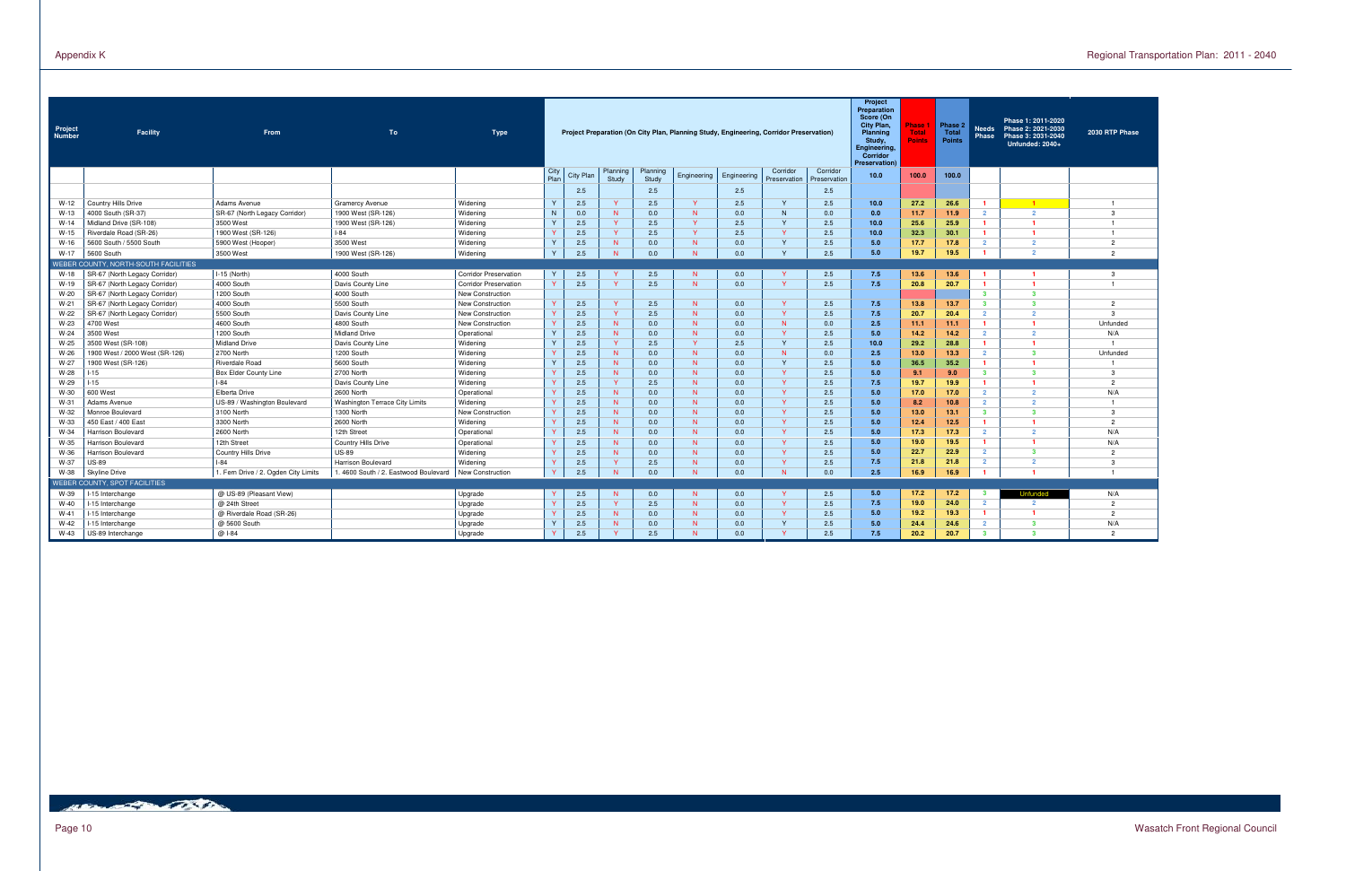| Project Number | Facility | From | To | Type | Project Preparation (On City Plan, Planning Study, Engineering, Corridor Preservation) | | | | | | | | Project Preparation Score (On City Plan, Planning Study, Engineering, Corridor Preservation) | Phase 1 Total Points | Phase 2 Total Points | Needs Phase | Phase 1: 2011-2020 Phase 2: 2021-2030 Phase 3: 2031-2040 Unfunded: 2040+ | 2030 RTP Phase |
|---|---|---|---|---|---|---|---|---|---|---|---|---|---|---|---|---|---|---|
| | | | | | City Plan | City Plan | Planning Study | Planning Study | Engineering | Engineering | Corridor Preservation | Corridor Preservation | 10.0 | 100.0 | 100.0 | | | |
| | | | | | | 2.5 | | 2.5 | | 2.5 | | 2.5 | | | | | | |
| W-12 | Country Hills Drive | Adams Avenue | Gramercy Avenue | Widening | Y | 2.5 | Y | 2.5 | Y | 2.5 | Y | 2.5 | 10.0 | 27.2 | 26.6 | 1 | 1 | 1 |
| W-13 | 4000 South (SR-37) | SR-67 (North Legacy Corridor) | 1900 West (SR-126) | Widening | N | 0.0 | N | 0.0 | N | 0.0 | N | 0.0 | 0.0 | 11.7 | 11.9 | 2 | 2 | 3 |
| W-14 | Midland Drive (SR-108) | 3500 West | 1900 West (SR-126) | Widening | Y | 2.5 | Y | 2.5 | Y | 2.5 | Y | 2.5 | 10.0 | 25.6 | 25.9 | 1 | 1 | 1 |
| W-15 | Riverdale Road (SR-26) | 1900 West (SR-126) | I-84 | Widening | Y | 2.5 | Y | 2.5 | Y | 2.5 | Y | 2.5 | 10.0 | 32.3 | 30.1 | 1 | 1 | 1 |
| W-16 | 5600 South / 5500 South | 5900 West (Hooper) | 3500 West | Widening | Y | 2.5 | N | 0.0 | N | 0.0 | Y | 2.5 | 5.0 | 17.7 | 17.8 | 2 | 2 | 2 |
| W-17 | 5600 South | 3500 West | 1900 West (SR-126) | Widening | Y | 2.5 | N | 0.0 | N | 0.0 | Y | 2.5 | 5.0 | 19.7 | 19.5 | 1 | 2 | 2 |
| WEBER COUNTY, NORTH-SOUTH FACILITIES | | | | | | | | | | | | | | | | | | |
| W-18 | SR-67 (North Legacy Corridor) | I-15 (North) | 4000 South | Corridor Preservation | Y | 2.5 | Y | 2.5 | N | 0.0 | Y | 2.5 | 7.5 | 13.6 | 13.6 | 1 | 1 | 3 |
| W-19 | SR-67 (North Legacy Corridor) | 4000 South | Davis County Line | Corridor Preservation | Y | 2.5 | Y | 2.5 | N | 0.0 | Y | 2.5 | 7.5 | 20.8 | 20.7 | 1 | 1 | 1 |
| W-20 | SR-67 (North Legacy Corridor) | 1200 South | 4000 South | New Construction | | | | | | | | | | | | 3 | 3 | |
| W-21 | SR-67 (North Legacy Corridor) | 4000 South | 5500 South | New Construction | Y | 2.5 | Y | 2.5 | N | 0.0 | Y | 2.5 | 7.5 | 13.8 | 13.7 | 3 | 3 | 2 |
| W-22 | SR-67 (North Legacy Corridor) | 5500 South | Davis County Line | New Construction | Y | 2.5 | Y | 2.5 | N | 0.0 | Y | 2.5 | 7.5 | 20.7 | 20.4 | 2 | 2 | 3 |
| W-23 | 4700 West | 4600 South | 4800 South | New Construction | Y | 2.5 | N | 0.0 | N | 0.0 | N | 0.0 | 2.5 | 11.1 | 11.1 | 1 | 1 | Unfunded |
| W-24 | 3500 West | 1200 South | Midland Drive | Operational | Y | 2.5 | N | 0.0 | N | 0.0 | Y | 2.5 | 5.0 | 14.2 | 14.2 | 2 | 2 | N/A |
| W-25 | 3500 West (SR-108) | Midland Drive | Davis County Line | Widening | Y | 2.5 | Y | 2.5 | Y | 2.5 | Y | 2.5 | 10.0 | 29.2 | 28.8 | 1 | 1 | 1 |
| W-26 | 1900 West / 2000 West (SR-126) | 2700 North | 1200 South | Widening | Y | 2.5 | N | 0.0 | N | 0.0 | N | 0.0 | 2.5 | 13.0 | 13.3 | 2 | 3 | Unfunded |
| W-27 | 1900 West (SR-126) | Riverdale Road | 5600 South | Widening | Y | 2.5 | N | 0.0 | N | 0.0 | Y | 2.5 | 5.0 | 36.5 | 35.2 | 1 | 1 | 1 |
| W-28 | I-15 | Box Elder County Line | 2700 North | Widening | Y | 2.5 | N | 0.0 | N | 0.0 | Y | 2.5 | 5.0 | 9.1 | 9.0 | 3 | 3 | 3 |
| W-29 | I-15 | I-84 | Davis County Line | Widening | Y | 2.5 | Y | 2.5 | N | 0.0 | Y | 2.5 | 7.5 | 19.7 | 19.9 | 1 | 1 | 2 |
| W-30 | 600 West | Elberta Drive | 2600 North | Operational | Y | 2.5 | N | 0.0 | N | 0.0 | Y | 2.5 | 5.0 | 17.0 | 17.0 | 2 | 2 | N/A |
| W-31 | Adams Avenue | US-89 / Washington Boulevard | Washington Terrace City Limits | Widening | Y | 2.5 | N | 0.0 | N | 0.0 | Y | 2.5 | 5.0 | 8.2 | 10.8 | 2 | 2 | 1 |
| W-32 | Monroe Boulevard | 3100 North | 1300 North | New Construction | Y | 2.5 | N | 0.0 | N | 0.0 | Y | 2.5 | 5.0 | 13.0 | 13.1 | 3 | 3 | 3 |
| W-33 | 450 East / 400 East | 3300 North | 2600 North | Widening | Y | 2.5 | N | 0.0 | N | 0.0 | Y | 2.5 | 5.0 | 12.4 | 12.5 | 1 | 1 | 2 |
| W-34 | Harrison Boulevard | 2600 North | 12th Street | Operational | Y | 2.5 | N | 0.0 | N | 0.0 | Y | 2.5 | 5.0 | 17.3 | 17.3 | 2 | 2 | N/A |
| W-35 | Harrison Boulevard | 12th Street | Country Hills Drive | Operational | Y | 2.5 | N | 0.0 | N | 0.0 | Y | 2.5 | 5.0 | 19.0 | 19.5 | 1 | 1 | N/A |
| W-36 | Harrison Boulevard | Country Hills Drive | US-89 | Widening | Y | 2.5 | N | 0.0 | N | 0.0 | Y | 2.5 | 5.0 | 22.7 | 22.9 | 2 | 3 | 2 |
| W-37 | US-89 | I-84 | Harrison Boulevard | Widening | Y | 2.5 | Y | 2.5 | N | 0.0 | Y | 2.5 | 7.5 | 21.8 | 21.8 | 2 | 2 | 3 |
| W-38 | Skyline Drive | 1. Fern Drive / 2. Ogden City Limits | 1. 4600 South / 2. Eastwood Boulevard | New Construction | Y | 2.5 | N | 0.0 | N | 0.0 | N | 0.0 | 2.5 | 16.9 | 16.9 | 1 | 1 | 1 |
| WEBER COUNTY, SPOT FACILITIES | | | | | | | | | | | | | | | | | | |
| W-39 | I-15 Interchange | @ US-89 (Pleasant View) | | Upgrade | Y | 2.5 | N | 0.0 | N | 0.0 | Y | 2.5 | 5.0 | 17.2 | 17.2 | 3 | Unfunded | N/A |
| W-40 | I-15 Interchange | @ 24th Street | | Upgrade | Y | 2.5 | Y | 2.5 | N | 0.0 | Y | 2.5 | 7.5 | 19.0 | 24.0 | 2 | 2 | 2 |
| W-41 | I-15 Interchange | @ Riverdale Road (SR-26) | | Upgrade | Y | 2.5 | N | 0.0 | N | 0.0 | Y | 2.5 | 5.0 | 19.2 | 19.3 | 1 | 1 | 2 |
| W-42 | I-15 Interchange | @ 5600 South | | Upgrade | Y | 2.5 | N | 0.0 | N | 0.0 | Y | 2.5 | 5.0 | 24.4 | 24.6 | 2 | 3 | N/A |
| W-43 | US-89 Interchange | @ I-84 | | Upgrade | Y | 2.5 | Y | 2.5 | N | 0.0 | Y | 2.5 | 7.5 | 20.2 | 20.7 | 3 | 3 | 2 |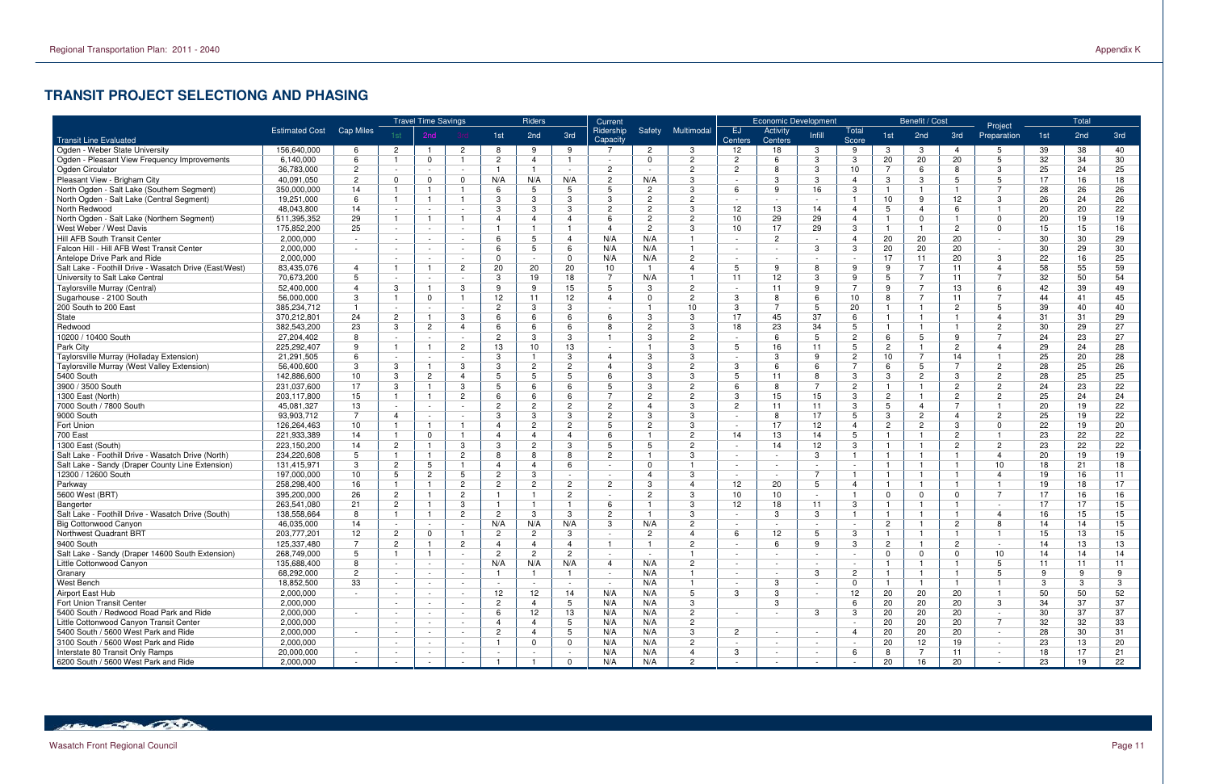## TRANSIT PROJECT SELECTIONG AND PHASING

| Transit Line Evaluated | Estimated Cost | Cap Miles | Travel Time Savings | | | Riders | | | Current Ridership Capacity | Safety | Multimodal | Economic Development | | | | Benefit / Cost | | | Project Preparation | Total | | |
|---|---|---|---|---|---|---|---|---|---|---|---|---|---|---|---|---|---|---|---|---|---|---|
| | | | 1st | 2nd | 3rd | 1st | 2nd | 3rd | | | | EJ Centers | Activity Centers | Infill | Total Score | 1st | 2nd | 3rd | | 1st | 2nd | 3rd |
| Ogden - Weber State University | 156,640,000 | 6 | 2 | 1 | 2 | 8 | 9 | 9 | 7 | 2 | 3 | 12 | 18 | 3 | 9 | 3 | 3 | 4 | 5 | 39 | 38 | 40 |
| Ogden - Pleasant View Frequency Improvements | 6,140,000 | 6 | 1 | 0 | 1 | 2 | 4 | 1 | - | 0 | 2 | 2 | 6 | 3 | 3 | 20 | 20 | 20 | 5 | 32 | 34 | 30 |
| Ogden Circulator | 36,783,000 | 2 | - | - | - | 1 | 1 | - | 2 | - | 2 | 2 | 8 | 3 | 10 | 7 | 6 | 8 | 3 | 25 | 24 | 25 |
| Pleasant View - Brigham City | 40,091,050 | 2 | 0 | 0 | 0 | N/A | N/A | N/A | 2 | N/A | 3 | - | 3 | 3 | 4 | 3 | 3 | 5 | 5 | 17 | 16 | 18 |
| North Ogden - Salt Lake (Southern Segment) | 350,000,000 | 14 | 1 | 1 | 1 | 6 | 5 | 5 | 5 | 2 | 3 | 6 | 9 | 16 | 3 | 1 | 1 | 1 | 7 | 28 | 26 | 26 |
| North Ogden - Salt Lake (Central Segment) | 19,251,000 | 6 | 1 | 1 | 1 | 3 | 3 | 3 | 3 | 2 | 2 | - | - | - | 1 | 10 | 9 | 12 | 3 | 26 | 24 | 26 |
| North Redwood | 48,043,800 | 14 | - | - | - | 3 | 3 | 3 | 2 | 2 | 3 | 12 | 13 | 14 | 4 | 5 | 4 | 6 | 1 | 20 | 20 | 22 |
| North Ogden - Salt Lake (Northern Segment) | 511,395,352 | 29 | 1 | 1 | 1 | 4 | 4 | 4 | 6 | 2 | 2 | 10 | 29 | 29 | 4 | 1 | 0 | 1 | 0 | 20 | 19 | 19 |
| West Weber / West Davis | 175,852,200 | 25 | - | - | - | 1 | 1 | 1 | 4 | 2 | 3 | 10 | 17 | 29 | 3 | 1 | 1 | 2 | 0 | 15 | 15 | 16 |
| Hill AFB South Transit Center | 2,000,000 | - | - | - | - | 6 | 5 | 4 | N/A | N/A | 1 | - | 2 | - | 4 | 20 | 20 | 20 | - | 30 | 30 | 29 |
| Falcon Hill - Hill AFB West Transit Center | 2,000,000 | - | - | - | - | 6 | 5 | 6 | N/A | N/A | 1 | - | - | 3 | 3 | 20 | 20 | 20 | - | 30 | 29 | 30 |
| Antelope Drive Park and Ride | 2,000,000 | | - | - | - | 0 | - | 0 | N/A | N/A | 2 | - | - | - | - | 17 | 11 | 20 | 3 | 22 | 16 | 25 |
| Salt Lake - Foothill Drive - Wasatch Drive (East/West) | 83,435,076 | 4 | 1 | 1 | 2 | 20 | 20 | 20 | 10 | 1 | 4 | 5 | 9 | 8 | 9 | 9 | 7 | 11 | 4 | 58 | 55 | 59 |
| University to Salt Lake Central | 70,673,200 | 5 | - | - | - | 3 | 19 | 18 | 7 | N/A | 1 | 11 | 12 | 3 | 9 | 5 | 7 | 11 | 7 | 32 | 50 | 54 |
| Taylorsville Murray (Central) | 52,400,000 | 4 | 3 | 1 | 3 | 9 | 9 | 15 | 5 | 3 | 2 | - | 11 | 9 | 7 | 9 | 7 | 13 | 6 | 42 | 39 | 49 |
| Sugarhouse - 2100 South | 56,000,000 | 3 | 1 | 0 | 1 | 12 | 11 | 12 | 4 | 0 | 2 | 3 | 8 | 6 | 10 | 8 | 7 | 11 | 7 | 44 | 41 | 45 |
| 200 South to 200 East | 385,234,712 | 1 | - | - | - | 2 | 3 | 3 | - | 1 | 10 | 3 | 7 | 5 | 20 | 1 | 1 | 2 | 5 | 39 | 40 | 40 |
| State | 370,212,801 | 24 | 2 | 1 | 3 | 6 | 6 | 6 | 6 | 3 | 3 | 17 | 45 | 37 | 6 | 1 | 1 | 1 | 4 | 31 | 31 | 29 |
| Redwood | 382,543,200 | 23 | 3 | 2 | 4 | 6 | 6 | 6 | 8 | 2 | 3 | 18 | 23 | 34 | 5 | 1 | 1 | 1 | 2 | 30 | 29 | 27 |
| 10200 / 10400 South | 27,204,402 | 8 | - | - | - | 2 | 3 | 3 | 1 | 3 | 2 | - | 6 | 5 | 2 | 6 | 5 | 9 | 7 | 24 | 23 | 27 |
| Park City | 225,292,407 | 9 | 1 | 1 | 2 | 13 | 10 | 13 | - | 1 | 3 | 5 | 16 | 11 | 5 | 2 | 1 | 2 | 4 | 29 | 24 | 28 |
| Taylorsville Murray (Holladay Extension) | 21,291,505 | 6 | - | - | - | 3 | 1 | 3 | 4 | 3 | 3 | - | 3 | 9 | 2 | 10 | 7 | 14 | 1 | 25 | 20 | 28 |
| Taylorsville Murray (West Valley Extension) | 56,400,600 | 3 | 3 | 1 | 3 | 3 | 2 | 2 | 4 | 3 | 2 | 3 | 6 | 6 | 7 | 6 | 5 | 7 | 2 | 28 | 25 | 26 |
| 5400 South | 142,886,600 | 10 | 3 | 2 | 4 | 5 | 5 | 5 | 6 | 3 | 3 | 5 | 11 | 8 | 3 | 3 | 2 | 3 | 2 | 28 | 25 | 25 |
| 3900 / 3500 South | 231,037,600 | 17 | 3 | 1 | 3 | 5 | 6 | 6 | 5 | 3 | 2 | 6 | 8 | 7 | 2 | 1 | 1 | 2 | 2 | 24 | 23 | 22 |
| 1300 East (North) | 203,117,800 | 15 | 1 | 1 | 2 | 6 | 6 | 6 | 7 | 2 | 2 | 3 | 15 | 15 | 3 | 2 | 1 | 2 | 2 | 25 | 24 | 24 |
| 7000 South / 7800 South | 45,081,327 | 13 | - | - | - | 2 | 2 | 2 | 2 | 4 | 3 | 2 | 11 | 11 | 3 | 5 | 4 | 7 | 1 | 20 | 19 | 22 |
| 9000 South | 93,903,712 | 7 | 4 | - | - | 3 | 3 | 3 | 2 | 3 | 3 | - | 8 | 17 | 5 | 3 | 2 | 4 | 2 | 25 | 19 | 22 |
| Fort Union | 126,264,463 | 10 | 1 | 1 | 1 | 4 | 2 | 2 | 5 | 2 | 3 | - | 17 | 12 | 4 | 2 | 2 | 3 | 0 | 22 | 19 | 20 |
| 700 East | 221,933,389 | 14 | 1 | 0 | 1 | 4 | 4 | 4 | 6 | 1 | 2 | 14 | 13 | 14 | 5 | 1 | 1 | 2 | 1 | 23 | 22 | 22 |
| 1300 East (South) | 223,150,200 | 14 | 2 | 1 | 3 | 3 | 2 | 3 | 5 | 5 | 2 | - | 14 | 12 | 3 | 1 | 1 | 2 | 2 | 23 | 22 | 22 |
| Salt Lake - Foothill Drive - Wasatch Drive (North) | 234,220,608 | 5 | 1 | 1 | 2 | 8 | 8 | 8 | 2 | 1 | 3 | - | - | 3 | 1 | 1 | 1 | 1 | 4 | 20 | 19 | 19 |
| Salt Lake - Sandy (Draper County Line Extension) | 131,415,971 | 3 | 2 | 5 | 1 | 4 | 4 | 6 | - | 0 | 1 | - | - | - | - | 1 | 1 | 1 | 10 | 18 | 21 | 18 |
| 12300 / 12600 South | 197,000,000 | 10 | 5 | 2 | 5 | 2 | 3 | - | - | 4 | 3 | - | - | 7 | 1 | 1 | 1 | 1 | 4 | 19 | 16 | 11 |
| Parkway | 258,298,400 | 16 | 1 | 1 | 2 | 2 | 2 | 2 | 2 | 3 | 4 | 12 | 20 | 5 | 4 | 1 | 1 | 1 | 1 | 19 | 18 | 17 |
| 5600 West (BRT) | 395,200,000 | 26 | 2 | 1 | 2 | 1 | 1 | 2 | - | 2 | 3 | 10 | 10 | - | 1 | 0 | 0 | 0 | 7 | 17 | 16 | 16 |
| Bangerter | 263,541,080 | 21 | 2 | 1 | 3 | 1 | 1 | 1 | 6 | 1 | 3 | 12 | 18 | 11 | 3 | 1 | 1 | 1 | - | 17 | 17 | 15 |
| Salt Lake - Foothill Drive - Wasatch Drive (South) | 138,558,664 | 8 | 1 | 1 | 2 | 2 | 3 | 3 | 2 | 1 | 3 | - | 3 | 3 | 1 | 1 | 1 | 1 | 4 | 16 | 15 | 15 |
| Big Cottonwood Canyon | 46,035,000 | 14 | - | - | - | N/A | N/A | N/A | 3 | N/A | 2 | - | - | - | - | 2 | 1 | 2 | 8 | 14 | 14 | 15 |
| Northwest Quadrant BRT | 203,777,201 | 12 | 2 | 0 | 1 | 2 | 2 | 3 | - | 2 | 4 | 6 | 12 | 5 | 3 | 1 | 1 | 1 | 1 | 15 | 13 | 15 |
| 9400 South | 125,337,480 | 7 | 2 | 1 | 2 | 4 | 4 | 4 | 1 | 1 | 2 | - | 6 | 9 | 3 | 2 | 1 | 2 | - | 14 | 13 | 13 |
| Salt Lake - Sandy (Draper 14600 South Extension) | 268,749,000 | 5 | 1 | 1 | - | 2 | 2 | 2 | - | - | 1 | - | - | - | - | 0 | 0 | 0 | 10 | 14 | 14 | 14 |
| Little Cottonwood Canyon | 135,688,400 | 8 | - | - | - | N/A | N/A | N/A | 4 | N/A | 2 | - | - | - | - | 1 | 1 | 1 | 5 | 11 | 11 | 11 |
| Granary | 68,292,000 | 2 | - | - | - | 1 | 1 | 1 | - | N/A | 1 | - | - | 3 | 2 | 1 | 1 | 1 | 5 | 9 | 9 | 9 |
| West Bench | 18,852,500 | 33 | - | - | - | - | - | - | - | N/A | 1 | - | 3 | - | 0 | 1 | 1 | 1 | 1 | 3 | 3 | 3 |
| Airport East Hub | 2,000,000 | - | - | - | - | 12 | 12 | 14 | N/A | N/A | 5 | 3 | 3 | - | 12 | 20 | 20 | 20 | 1 | 50 | 50 | 52 |
| Fort Union Transit Center | 2,000,000 | | - | - | - | 2 | 4 | 5 | N/A | N/A | 3 | | 3 | | 6 | 20 | 20 | 20 | 3 | 34 | 37 | 37 |
| 5400 South / Redwood Road Park and Ride | 2,000,000 | - | - | - | - | 6 | 12 | 13 | N/A | N/A | 2 | - | - | 3 | 3 | 20 | 20 | 20 | - | 30 | 37 | 37 |
| Little Cottonwood Canyon Transit Center | 2,000,000 | | - | - | - | 4 | 4 | 5 | N/A | N/A | 2 | | | | - | 20 | 20 | 20 | 7 | 32 | 32 | 33 |
| 5400 South / 5600 West Park and Ride | 2,000,000 | - | - | - | - | 2 | 4 | 5 | N/A | N/A | 3 | 2 | - | - | 4 | 20 | 20 | 20 | - | 28 | 30 | 31 |
| 3100 South / 5600 West Park and Ride | 2,000,000 | | - | - | - | 1 | 0 | 0 | N/A | N/A | 2 | - | - | - | - | 20 | 12 | 19 | - | 23 | 13 | 20 |
| Interstate 80 Transit Only Ramps | 20,000,000 | - | - | - | - | - | - | - | N/A | N/A | 4 | 3 | - | - | 6 | 8 | 7 | 11 | - | 18 | 17 | 21 |
| 6200 South / 5600 West Park and Ride | 2,000,000 | - | - | - | - | 1 | 1 | 0 | N/A | N/A | 2 | - | - | - | - | 20 | 16 | 20 | - | 23 | 19 | 22 |